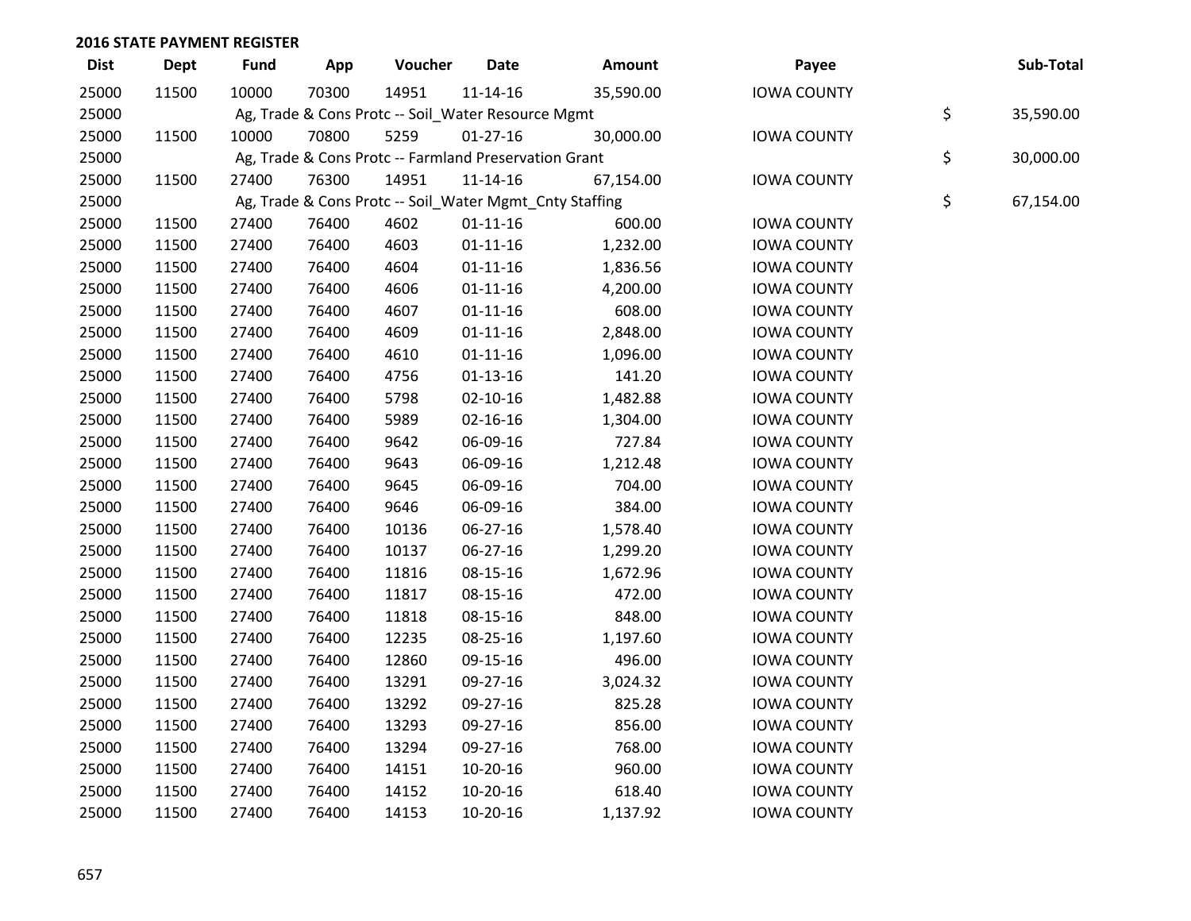## 2016 STATE PAYMENT REGISTER

| Dist | Dept | Fund | App | Voucher | Date | Amount | Payee | Sub-Total |
|---|---|---|---|---|---|---|---|---|
| 25000 | 11500 | 10000 | 70300 | 14951 | 11-14-16 | 35,590.00 | IOWA COUNTY | |
| 25000 | | Ag, Trade & Cons Protc -- Soil_Water Resource Mgmt | | | | | | $ 35,590.00 |
| 25000 | 11500 | 10000 | 70800 | 5259 | 01-27-16 | 30,000.00 | IOWA COUNTY | |
| 25000 | | Ag, Trade & Cons Protc -- Farmland Preservation Grant | | | | | | $ 30,000.00 |
| 25000 | 11500 | 27400 | 76300 | 14951 | 11-14-16 | 67,154.00 | IOWA COUNTY | |
| 25000 | | Ag, Trade & Cons Protc -- Soil_Water Mgmt_Cnty Staffing | | | | | | $ 67,154.00 |
| 25000 | 11500 | 27400 | 76400 | 4602 | 01-11-16 | 600.00 | IOWA COUNTY | |
| 25000 | 11500 | 27400 | 76400 | 4603 | 01-11-16 | 1,232.00 | IOWA COUNTY | |
| 25000 | 11500 | 27400 | 76400 | 4604 | 01-11-16 | 1,836.56 | IOWA COUNTY | |
| 25000 | 11500 | 27400 | 76400 | 4606 | 01-11-16 | 4,200.00 | IOWA COUNTY | |
| 25000 | 11500 | 27400 | 76400 | 4607 | 01-11-16 | 608.00 | IOWA COUNTY | |
| 25000 | 11500 | 27400 | 76400 | 4609 | 01-11-16 | 2,848.00 | IOWA COUNTY | |
| 25000 | 11500 | 27400 | 76400 | 4610 | 01-11-16 | 1,096.00 | IOWA COUNTY | |
| 25000 | 11500 | 27400 | 76400 | 4756 | 01-13-16 | 141.20 | IOWA COUNTY | |
| 25000 | 11500 | 27400 | 76400 | 5798 | 02-10-16 | 1,482.88 | IOWA COUNTY | |
| 25000 | 11500 | 27400 | 76400 | 5989 | 02-16-16 | 1,304.00 | IOWA COUNTY | |
| 25000 | 11500 | 27400 | 76400 | 9642 | 06-09-16 | 727.84 | IOWA COUNTY | |
| 25000 | 11500 | 27400 | 76400 | 9643 | 06-09-16 | 1,212.48 | IOWA COUNTY | |
| 25000 | 11500 | 27400 | 76400 | 9645 | 06-09-16 | 704.00 | IOWA COUNTY | |
| 25000 | 11500 | 27400 | 76400 | 9646 | 06-09-16 | 384.00 | IOWA COUNTY | |
| 25000 | 11500 | 27400 | 76400 | 10136 | 06-27-16 | 1,578.40 | IOWA COUNTY | |
| 25000 | 11500 | 27400 | 76400 | 10137 | 06-27-16 | 1,299.20 | IOWA COUNTY | |
| 25000 | 11500 | 27400 | 76400 | 11816 | 08-15-16 | 1,672.96 | IOWA COUNTY | |
| 25000 | 11500 | 27400 | 76400 | 11817 | 08-15-16 | 472.00 | IOWA COUNTY | |
| 25000 | 11500 | 27400 | 76400 | 11818 | 08-15-16 | 848.00 | IOWA COUNTY | |
| 25000 | 11500 | 27400 | 76400 | 12235 | 08-25-16 | 1,197.60 | IOWA COUNTY | |
| 25000 | 11500 | 27400 | 76400 | 12860 | 09-15-16 | 496.00 | IOWA COUNTY | |
| 25000 | 11500 | 27400 | 76400 | 13291 | 09-27-16 | 3,024.32 | IOWA COUNTY | |
| 25000 | 11500 | 27400 | 76400 | 13292 | 09-27-16 | 825.28 | IOWA COUNTY | |
| 25000 | 11500 | 27400 | 76400 | 13293 | 09-27-16 | 856.00 | IOWA COUNTY | |
| 25000 | 11500 | 27400 | 76400 | 13294 | 09-27-16 | 768.00 | IOWA COUNTY | |
| 25000 | 11500 | 27400 | 76400 | 14151 | 10-20-16 | 960.00 | IOWA COUNTY | |
| 25000 | 11500 | 27400 | 76400 | 14152 | 10-20-16 | 618.40 | IOWA COUNTY | |
| 25000 | 11500 | 27400 | 76400 | 14153 | 10-20-16 | 1,137.92 | IOWA COUNTY | |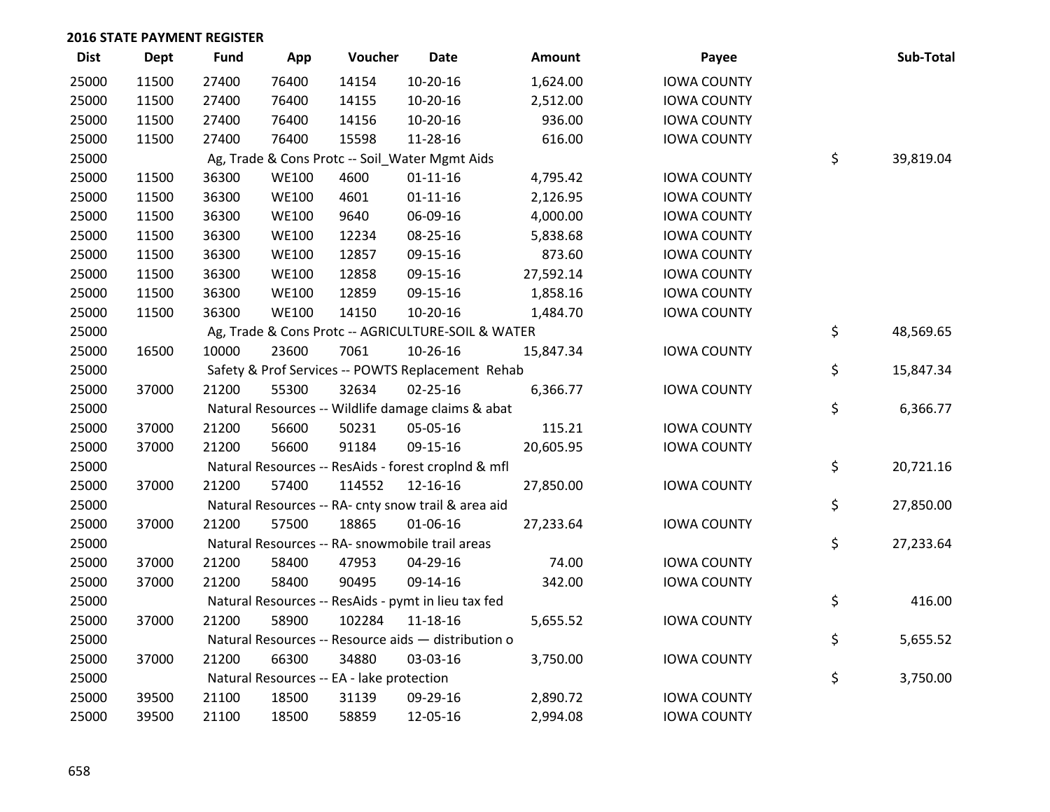## 2016 STATE PAYMENT REGISTER

| Dist | Dept | Fund | App | Voucher | Date | Amount | Payee | Sub-Total |
|---|---|---|---|---|---|---|---|---|
| 25000 | 11500 | 27400 | 76400 | 14154 | 10-20-16 | 1,624.00 | IOWA COUNTY | |
| 25000 | 11500 | 27400 | 76400 | 14155 | 10-20-16 | 2,512.00 | IOWA COUNTY | |
| 25000 | 11500 | 27400 | 76400 | 14156 | 10-20-16 | 936.00 | IOWA COUNTY | |
| 25000 | 11500 | 27400 | 76400 | 15598 | 11-28-16 | 616.00 | IOWA COUNTY | |
| 25000 | | Ag, Trade & Cons Protc -- Soil_Water Mgmt Aids | | | | | | $ 39,819.04 |
| 25000 | 11500 | 36300 | WE100 | 4600 | 01-11-16 | 4,795.42 | IOWA COUNTY | |
| 25000 | 11500 | 36300 | WE100 | 4601 | 01-11-16 | 2,126.95 | IOWA COUNTY | |
| 25000 | 11500 | 36300 | WE100 | 9640 | 06-09-16 | 4,000.00 | IOWA COUNTY | |
| 25000 | 11500 | 36300 | WE100 | 12234 | 08-25-16 | 5,838.68 | IOWA COUNTY | |
| 25000 | 11500 | 36300 | WE100 | 12857 | 09-15-16 | 873.60 | IOWA COUNTY | |
| 25000 | 11500 | 36300 | WE100 | 12858 | 09-15-16 | 27,592.14 | IOWA COUNTY | |
| 25000 | 11500 | 36300 | WE100 | 12859 | 09-15-16 | 1,858.16 | IOWA COUNTY | |
| 25000 | 11500 | 36300 | WE100 | 14150 | 10-20-16 | 1,484.70 | IOWA COUNTY | |
| 25000 | | Ag, Trade & Cons Protc -- AGRICULTURE-SOIL & WATER | | | | | | $ 48,569.65 |
| 25000 | 16500 | 10000 | 23600 | 7061 | 10-26-16 | 15,847.34 | IOWA COUNTY | |
| 25000 | | Safety & Prof Services -- POWTS Replacement Rehab | | | | | | $ 15,847.34 |
| 25000 | 37000 | 21200 | 55300 | 32634 | 02-25-16 | 6,366.77 | IOWA COUNTY | |
| 25000 | | Natural Resources -- Wildlife damage claims & abat | | | | | | $ 6,366.77 |
| 25000 | 37000 | 21200 | 56600 | 50231 | 05-05-16 | 115.21 | IOWA COUNTY | |
| 25000 | 37000 | 21200 | 56600 | 91184 | 09-15-16 | 20,605.95 | IOWA COUNTY | |
| 25000 | | Natural Resources -- ResAids - forest croplnd & mfl | | | | | | $ 20,721.16 |
| 25000 | 37000 | 21200 | 57400 | 114552 | 12-16-16 | 27,850.00 | IOWA COUNTY | |
| 25000 | | Natural Resources -- RA- cnty snow trail & area aid | | | | | | $ 27,850.00 |
| 25000 | 37000 | 21200 | 57500 | 18865 | 01-06-16 | 27,233.64 | IOWA COUNTY | |
| 25000 | | Natural Resources -- RA- snowmobile trail areas | | | | | | $ 27,233.64 |
| 25000 | 37000 | 21200 | 58400 | 47953 | 04-29-16 | 74.00 | IOWA COUNTY | |
| 25000 | 37000 | 21200 | 58400 | 90495 | 09-14-16 | 342.00 | IOWA COUNTY | |
| 25000 | | Natural Resources -- ResAids - pymt in lieu tax fed | | | | | | $ 416.00 |
| 25000 | 37000 | 21200 | 58900 | 102284 | 11-18-16 | 5,655.52 | IOWA COUNTY | |
| 25000 | | Natural Resources -- Resource aids — distribution o | | | | | | $ 5,655.52 |
| 25000 | 37000 | 21200 | 66300 | 34880 | 03-03-16 | 3,750.00 | IOWA COUNTY | |
| 25000 | | Natural Resources -- EA - lake protection | | | | | | $ 3,750.00 |
| 25000 | 39500 | 21100 | 18500 | 31139 | 09-29-16 | 2,890.72 | IOWA COUNTY | |
| 25000 | 39500 | 21100 | 18500 | 58859 | 12-05-16 | 2,994.08 | IOWA COUNTY | |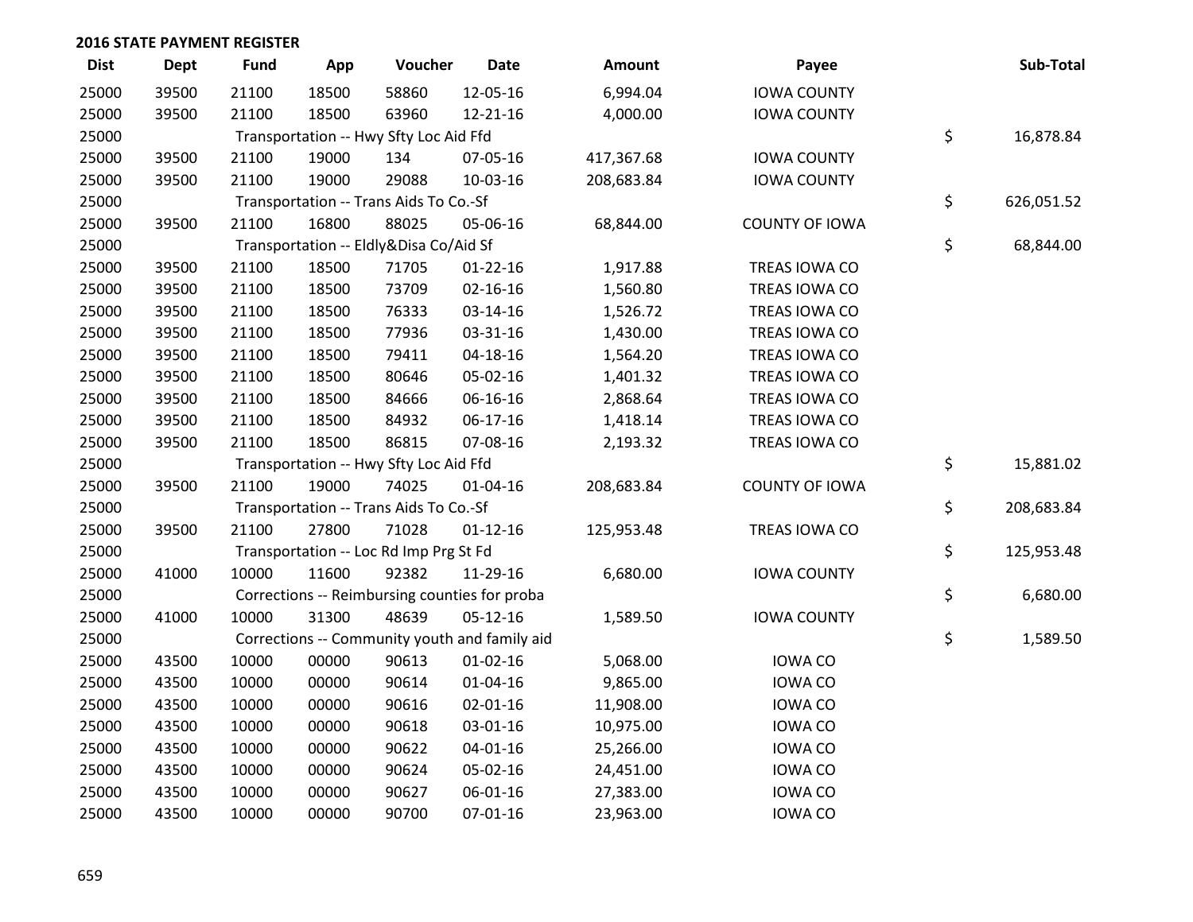## 2016 STATE PAYMENT REGISTER

| Dist | Dept | Fund | App | Voucher | Date | Amount | Payee | Sub-Total |
|---|---|---|---|---|---|---|---|---|
| 25000 | 39500 | 21100 | 18500 | 58860 | 12-05-16 | 6,994.04 | IOWA COUNTY | |
| 25000 | 39500 | 21100 | 18500 | 63960 | 12-21-16 | 4,000.00 | IOWA COUNTY | |
| 25000 | | Transportation -- Hwy Sfty Loc Aid Ffd | | | | | | $ 16,878.84 |
| 25000 | 39500 | 21100 | 19000 | 134 | 07-05-16 | 417,367.68 | IOWA COUNTY | |
| 25000 | 39500 | 21100 | 19000 | 29088 | 10-03-16 | 208,683.84 | IOWA COUNTY | |
| 25000 | | Transportation -- Trans Aids To Co.-Sf | | | | | | $ 626,051.52 |
| 25000 | 39500 | 21100 | 16800 | 88025 | 05-06-16 | 68,844.00 | COUNTY OF IOWA | |
| 25000 | | Transportation -- Eldly&Disa Co/Aid Sf | | | | | | $ 68,844.00 |
| 25000 | 39500 | 21100 | 18500 | 71705 | 01-22-16 | 1,917.88 | TREAS IOWA CO | |
| 25000 | 39500 | 21100 | 18500 | 73709 | 02-16-16 | 1,560.80 | TREAS IOWA CO | |
| 25000 | 39500 | 21100 | 18500 | 76333 | 03-14-16 | 1,526.72 | TREAS IOWA CO | |
| 25000 | 39500 | 21100 | 18500 | 77936 | 03-31-16 | 1,430.00 | TREAS IOWA CO | |
| 25000 | 39500 | 21100 | 18500 | 79411 | 04-18-16 | 1,564.20 | TREAS IOWA CO | |
| 25000 | 39500 | 21100 | 18500 | 80646 | 05-02-16 | 1,401.32 | TREAS IOWA CO | |
| 25000 | 39500 | 21100 | 18500 | 84666 | 06-16-16 | 2,868.64 | TREAS IOWA CO | |
| 25000 | 39500 | 21100 | 18500 | 84932 | 06-17-16 | 1,418.14 | TREAS IOWA CO | |
| 25000 | 39500 | 21100 | 18500 | 86815 | 07-08-16 | 2,193.32 | TREAS IOWA CO | |
| 25000 | | Transportation -- Hwy Sfty Loc Aid Ffd | | | | | | $ 15,881.02 |
| 25000 | 39500 | 21100 | 19000 | 74025 | 01-04-16 | 208,683.84 | COUNTY OF IOWA | |
| 25000 | | Transportation -- Trans Aids To Co.-Sf | | | | | | $ 208,683.84 |
| 25000 | 39500 | 21100 | 27800 | 71028 | 01-12-16 | 125,953.48 | TREAS IOWA CO | |
| 25000 | | Transportation -- Loc Rd Imp Prg St Fd | | | | | | $ 125,953.48 |
| 25000 | 41000 | 10000 | 11600 | 92382 | 11-29-16 | 6,680.00 | IOWA COUNTY | |
| 25000 | | Corrections -- Reimbursing counties for proba | | | | | | $ 6,680.00 |
| 25000 | 41000 | 10000 | 31300 | 48639 | 05-12-16 | 1,589.50 | IOWA COUNTY | |
| 25000 | | Corrections -- Community youth and family aid | | | | | | $ 1,589.50 |
| 25000 | 43500 | 10000 | 00000 | 90613 | 01-02-16 | 5,068.00 | IOWA CO | |
| 25000 | 43500 | 10000 | 00000 | 90614 | 01-04-16 | 9,865.00 | IOWA CO | |
| 25000 | 43500 | 10000 | 00000 | 90616 | 02-01-16 | 11,908.00 | IOWA CO | |
| 25000 | 43500 | 10000 | 00000 | 90618 | 03-01-16 | 10,975.00 | IOWA CO | |
| 25000 | 43500 | 10000 | 00000 | 90622 | 04-01-16 | 25,266.00 | IOWA CO | |
| 25000 | 43500 | 10000 | 00000 | 90624 | 05-02-16 | 24,451.00 | IOWA CO | |
| 25000 | 43500 | 10000 | 00000 | 90627 | 06-01-16 | 27,383.00 | IOWA CO | |
| 25000 | 43500 | 10000 | 00000 | 90700 | 07-01-16 | 23,963.00 | IOWA CO | |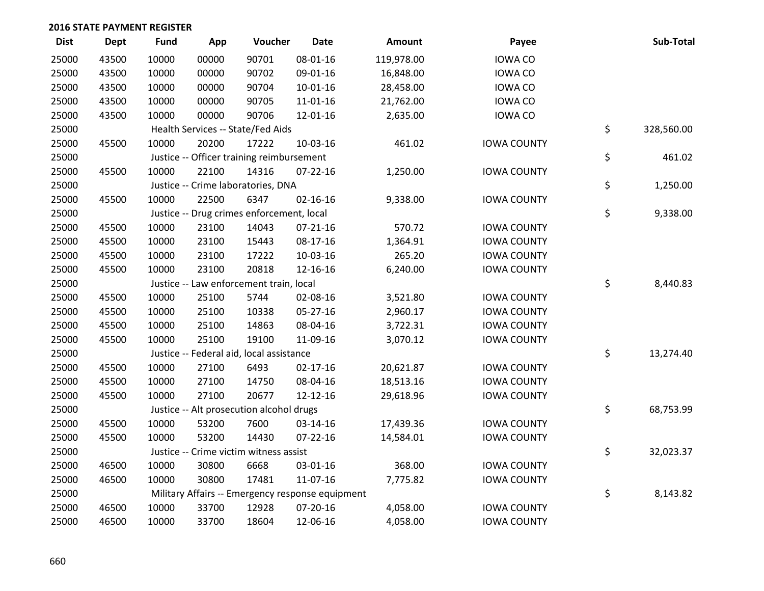## 2016 STATE PAYMENT REGISTER

| Dist | Dept | Fund | App | Voucher | Date | Amount | Payee | | Sub-Total |
|---|---|---|---|---|---|---|---|---|---|
| 25000 | 43500 | 10000 | 00000 | 90701 | 08-01-16 | 119,978.00 | IOWA CO | | |
| 25000 | 43500 | 10000 | 00000 | 90702 | 09-01-16 | 16,848.00 | IOWA CO | | |
| 25000 | 43500 | 10000 | 00000 | 90704 | 10-01-16 | 28,458.00 | IOWA CO | | |
| 25000 | 43500 | 10000 | 00000 | 90705 | 11-01-16 | 21,762.00 | IOWA CO | | |
| 25000 | 43500 | 10000 | 00000 | 90706 | 12-01-16 | 2,635.00 | IOWA CO | | |
| 25000 | | Health Services -- State/Fed Aids | | | | | | $ | 328,560.00 |
| 25000 | 45500 | 10000 | 20200 | 17222 | 10-03-16 | 461.02 | IOWA COUNTY | | |
| 25000 | | Justice -- Officer training reimbursement | | | | | | $ | 461.02 |
| 25000 | 45500 | 10000 | 22100 | 14316 | 07-22-16 | 1,250.00 | IOWA COUNTY | | |
| 25000 | | Justice -- Crime laboratories, DNA | | | | | | $ | 1,250.00 |
| 25000 | 45500 | 10000 | 22500 | 6347 | 02-16-16 | 9,338.00 | IOWA COUNTY | | |
| 25000 | | Justice -- Drug crimes enforcement, local | | | | | | $ | 9,338.00 |
| 25000 | 45500 | 10000 | 23100 | 14043 | 07-21-16 | 570.72 | IOWA COUNTY | | |
| 25000 | 45500 | 10000 | 23100 | 15443 | 08-17-16 | 1,364.91 | IOWA COUNTY | | |
| 25000 | 45500 | 10000 | 23100 | 17222 | 10-03-16 | 265.20 | IOWA COUNTY | | |
| 25000 | 45500 | 10000 | 23100 | 20818 | 12-16-16 | 6,240.00 | IOWA COUNTY | | |
| 25000 | | Justice -- Law enforcement train, local | | | | | | $ | 8,440.83 |
| 25000 | 45500 | 10000 | 25100 | 5744 | 02-08-16 | 3,521.80 | IOWA COUNTY | | |
| 25000 | 45500 | 10000 | 25100 | 10338 | 05-27-16 | 2,960.17 | IOWA COUNTY | | |
| 25000 | 45500 | 10000 | 25100 | 14863 | 08-04-16 | 3,722.31 | IOWA COUNTY | | |
| 25000 | 45500 | 10000 | 25100 | 19100 | 11-09-16 | 3,070.12 | IOWA COUNTY | | |
| 25000 | | Justice -- Federal aid, local assistance | | | | | | $ | 13,274.40 |
| 25000 | 45500 | 10000 | 27100 | 6493 | 02-17-16 | 20,621.87 | IOWA COUNTY | | |
| 25000 | 45500 | 10000 | 27100 | 14750 | 08-04-16 | 18,513.16 | IOWA COUNTY | | |
| 25000 | 45500 | 10000 | 27100 | 20677 | 12-12-16 | 29,618.96 | IOWA COUNTY | | |
| 25000 | | Justice -- Alt prosecution alcohol drugs | | | | | | $ | 68,753.99 |
| 25000 | 45500 | 10000 | 53200 | 7600 | 03-14-16 | 17,439.36 | IOWA COUNTY | | |
| 25000 | 45500 | 10000 | 53200 | 14430 | 07-22-16 | 14,584.01 | IOWA COUNTY | | |
| 25000 | | Justice -- Crime victim witness assist | | | | | | $ | 32,023.37 |
| 25000 | 46500 | 10000 | 30800 | 6668 | 03-01-16 | 368.00 | IOWA COUNTY | | |
| 25000 | 46500 | 10000 | 30800 | 17481 | 11-07-16 | 7,775.82 | IOWA COUNTY | | |
| 25000 | | Military Affairs -- Emergency response equipment | | | | | | $ | 8,143.82 |
| 25000 | 46500 | 10000 | 33700 | 12928 | 07-20-16 | 4,058.00 | IOWA COUNTY | | |
| 25000 | 46500 | 10000 | 33700 | 18604 | 12-06-16 | 4,058.00 | IOWA COUNTY | | |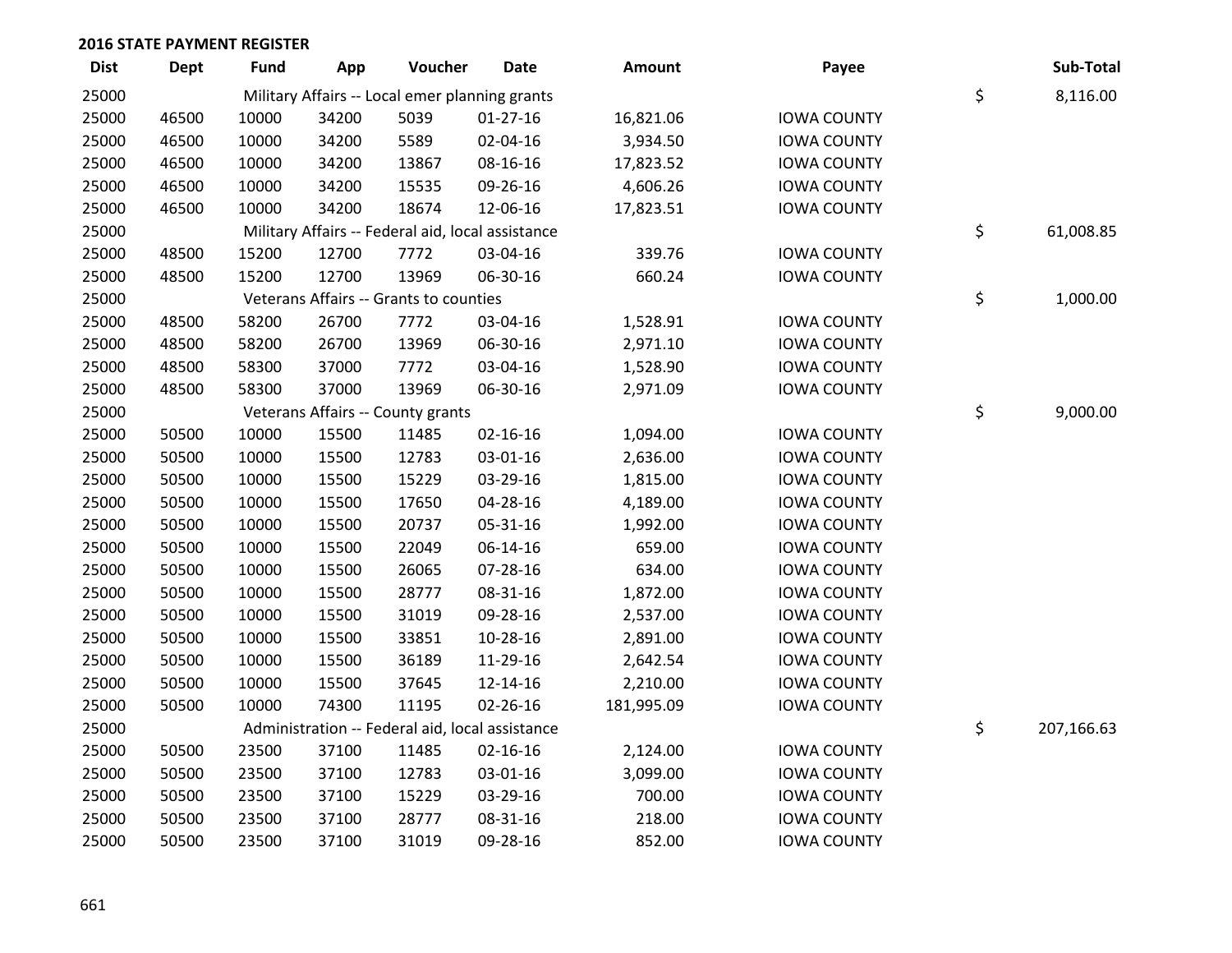## 2016 STATE PAYMENT REGISTER

| Dist | Dept | Fund | App | Voucher | Date | Amount | Payee | Sub-Total |
|---|---|---|---|---|---|---|---|---|
| 25000 | | Military Affairs -- Local emer planning grants | | | | | | $ 8,116.00 |
| 25000 | 46500 | 10000 | 34200 | 5039 | 01-27-16 | 16,821.06 | IOWA COUNTY | |
| 25000 | 46500 | 10000 | 34200 | 5589 | 02-04-16 | 3,934.50 | IOWA COUNTY | |
| 25000 | 46500 | 10000 | 34200 | 13867 | 08-16-16 | 17,823.52 | IOWA COUNTY | |
| 25000 | 46500 | 10000 | 34200 | 15535 | 09-26-16 | 4,606.26 | IOWA COUNTY | |
| 25000 | 46500 | 10000 | 34200 | 18674 | 12-06-16 | 17,823.51 | IOWA COUNTY | |
| 25000 | | Military Affairs -- Federal aid, local assistance | | | | | | $ 61,008.85 |
| 25000 | 48500 | 15200 | 12700 | 7772 | 03-04-16 | 339.76 | IOWA COUNTY | |
| 25000 | 48500 | 15200 | 12700 | 13969 | 06-30-16 | 660.24 | IOWA COUNTY | |
| 25000 | | Veterans Affairs -- Grants to counties | | | | | | $ 1,000.00 |
| 25000 | 48500 | 58200 | 26700 | 7772 | 03-04-16 | 1,528.91 | IOWA COUNTY | |
| 25000 | 48500 | 58200 | 26700 | 13969 | 06-30-16 | 2,971.10 | IOWA COUNTY | |
| 25000 | 48500 | 58300 | 37000 | 7772 | 03-04-16 | 1,528.90 | IOWA COUNTY | |
| 25000 | 48500 | 58300 | 37000 | 13969 | 06-30-16 | 2,971.09 | IOWA COUNTY | |
| 25000 | | Veterans Affairs -- County grants | | | | | | $ 9,000.00 |
| 25000 | 50500 | 10000 | 15500 | 11485 | 02-16-16 | 1,094.00 | IOWA COUNTY | |
| 25000 | 50500 | 10000 | 15500 | 12783 | 03-01-16 | 2,636.00 | IOWA COUNTY | |
| 25000 | 50500 | 10000 | 15500 | 15229 | 03-29-16 | 1,815.00 | IOWA COUNTY | |
| 25000 | 50500 | 10000 | 15500 | 17650 | 04-28-16 | 4,189.00 | IOWA COUNTY | |
| 25000 | 50500 | 10000 | 15500 | 20737 | 05-31-16 | 1,992.00 | IOWA COUNTY | |
| 25000 | 50500 | 10000 | 15500 | 22049 | 06-14-16 | 659.00 | IOWA COUNTY | |
| 25000 | 50500 | 10000 | 15500 | 26065 | 07-28-16 | 634.00 | IOWA COUNTY | |
| 25000 | 50500 | 10000 | 15500 | 28777 | 08-31-16 | 1,872.00 | IOWA COUNTY | |
| 25000 | 50500 | 10000 | 15500 | 31019 | 09-28-16 | 2,537.00 | IOWA COUNTY | |
| 25000 | 50500 | 10000 | 15500 | 33851 | 10-28-16 | 2,891.00 | IOWA COUNTY | |
| 25000 | 50500 | 10000 | 15500 | 36189 | 11-29-16 | 2,642.54 | IOWA COUNTY | |
| 25000 | 50500 | 10000 | 15500 | 37645 | 12-14-16 | 2,210.00 | IOWA COUNTY | |
| 25000 | 50500 | 10000 | 74300 | 11195 | 02-26-16 | 181,995.09 | IOWA COUNTY | |
| 25000 | | Administration -- Federal aid, local assistance | | | | | | $ 207,166.63 |
| 25000 | 50500 | 23500 | 37100 | 11485 | 02-16-16 | 2,124.00 | IOWA COUNTY | |
| 25000 | 50500 | 23500 | 37100 | 12783 | 03-01-16 | 3,099.00 | IOWA COUNTY | |
| 25000 | 50500 | 23500 | 37100 | 15229 | 03-29-16 | 700.00 | IOWA COUNTY | |
| 25000 | 50500 | 23500 | 37100 | 28777 | 08-31-16 | 218.00 | IOWA COUNTY | |
| 25000 | 50500 | 23500 | 37100 | 31019 | 09-28-16 | 852.00 | IOWA COUNTY | |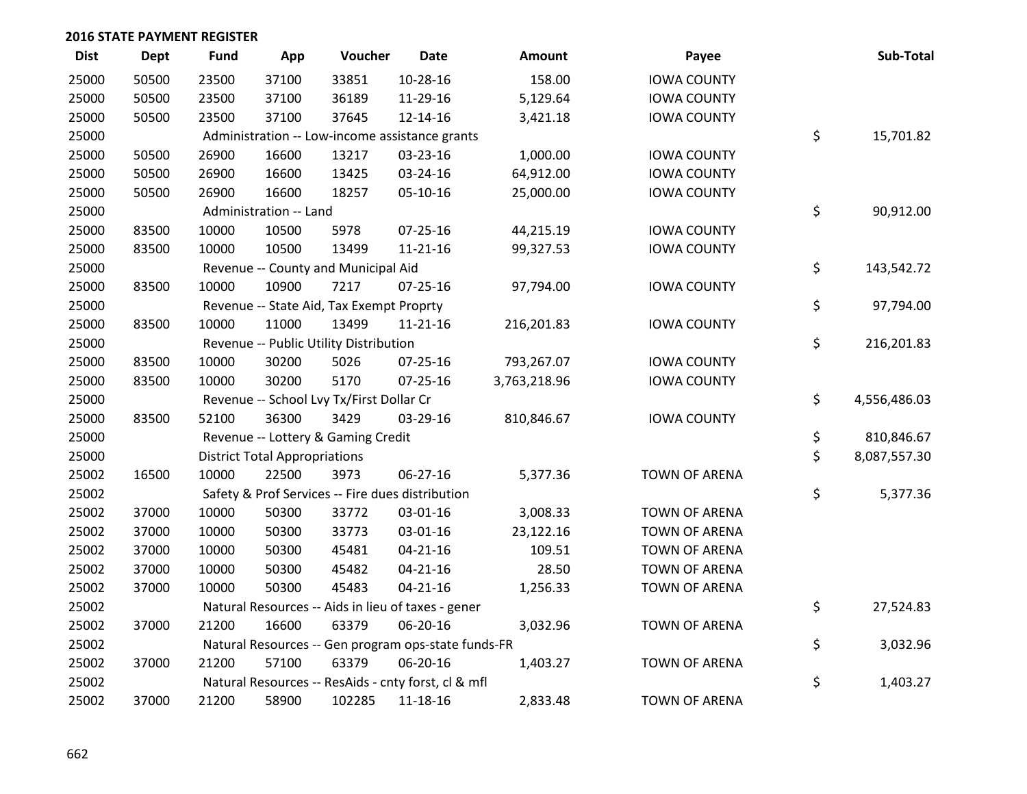## 2016 STATE PAYMENT REGISTER

| Dist | Dept | Fund | App | Voucher | Date | Amount | Payee | | Sub-Total |
|---|---|---|---|---|---|---|---|---|---|
| 25000 | 50500 | 23500 | 37100 | 33851 | 10-28-16 | 158.00 | IOWA COUNTY | | |
| 25000 | 50500 | 23500 | 37100 | 36189 | 11-29-16 | 5,129.64 | IOWA COUNTY | | |
| 25000 | 50500 | 23500 | 37100 | 37645 | 12-14-16 | 3,421.18 | IOWA COUNTY | | |
| 25000 | | Administration -- Low-income assistance grants | | | | | | $ | 15,701.82 |
| 25000 | 50500 | 26900 | 16600 | 13217 | 03-23-16 | 1,000.00 | IOWA COUNTY | | |
| 25000 | 50500 | 26900 | 16600 | 13425 | 03-24-16 | 64,912.00 | IOWA COUNTY | | |
| 25000 | 50500 | 26900 | 16600 | 18257 | 05-10-16 | 25,000.00 | IOWA COUNTY | | |
| 25000 | | Administration -- Land | | | | | | $ | 90,912.00 |
| 25000 | 83500 | 10000 | 10500 | 5978 | 07-25-16 | 44,215.19 | IOWA COUNTY | | |
| 25000 | 83500 | 10000 | 10500 | 13499 | 11-21-16 | 99,327.53 | IOWA COUNTY | | |
| 25000 | | Revenue -- County and Municipal Aid | | | | | | $ | 143,542.72 |
| 25000 | 83500 | 10000 | 10900 | 7217 | 07-25-16 | 97,794.00 | IOWA COUNTY | | |
| 25000 | | Revenue -- State Aid, Tax Exempt Proprty | | | | | | $ | 97,794.00 |
| 25000 | 83500 | 10000 | 11000 | 13499 | 11-21-16 | 216,201.83 | IOWA COUNTY | | |
| 25000 | | Revenue -- Public Utility Distribution | | | | | | $ | 216,201.83 |
| 25000 | 83500 | 10000 | 30200 | 5026 | 07-25-16 | 793,267.07 | IOWA COUNTY | | |
| 25000 | 83500 | 10000 | 30200 | 5170 | 07-25-16 | 3,763,218.96 | IOWA COUNTY | | |
| 25000 | | Revenue -- School Lvy Tx/First Dollar Cr | | | | | | $ | 4,556,486.03 |
| 25000 | 83500 | 52100 | 36300 | 3429 | 03-29-16 | 810,846.67 | IOWA COUNTY | | |
| 25000 | | Revenue -- Lottery & Gaming Credit | | | | | | $ | 810,846.67 |
| 25000 | | District Total Appropriations | | | | | | $ | 8,087,557.30 |
| 25002 | 16500 | 10000 | 22500 | 3973 | 06-27-16 | 5,377.36 | TOWN OF ARENA | | |
| 25002 | | Safety & Prof Services -- Fire dues distribution | | | | | | $ | 5,377.36 |
| 25002 | 37000 | 10000 | 50300 | 33772 | 03-01-16 | 3,008.33 | TOWN OF ARENA | | |
| 25002 | 37000 | 10000 | 50300 | 33773 | 03-01-16 | 23,122.16 | TOWN OF ARENA | | |
| 25002 | 37000 | 10000 | 50300 | 45481 | 04-21-16 | 109.51 | TOWN OF ARENA | | |
| 25002 | 37000 | 10000 | 50300 | 45482 | 04-21-16 | 28.50 | TOWN OF ARENA | | |
| 25002 | 37000 | 10000 | 50300 | 45483 | 04-21-16 | 1,256.33 | TOWN OF ARENA | | |
| 25002 | | Natural Resources -- Aids in lieu of taxes - gener | | | | | | $ | 27,524.83 |
| 25002 | 37000 | 21200 | 16600 | 63379 | 06-20-16 | 3,032.96 | TOWN OF ARENA | | |
| 25002 | | Natural Resources -- Gen program ops-state funds-FR | | | | | | $ | 3,032.96 |
| 25002 | 37000 | 21200 | 57100 | 63379 | 06-20-16 | 1,403.27 | TOWN OF ARENA | | |
| 25002 | | Natural Resources -- ResAids - cnty forst, cl & mfl | | | | | | $ | 1,403.27 |
| 25002 | 37000 | 21200 | 58900 | 102285 | 11-18-16 | 2,833.48 | TOWN OF ARENA | | |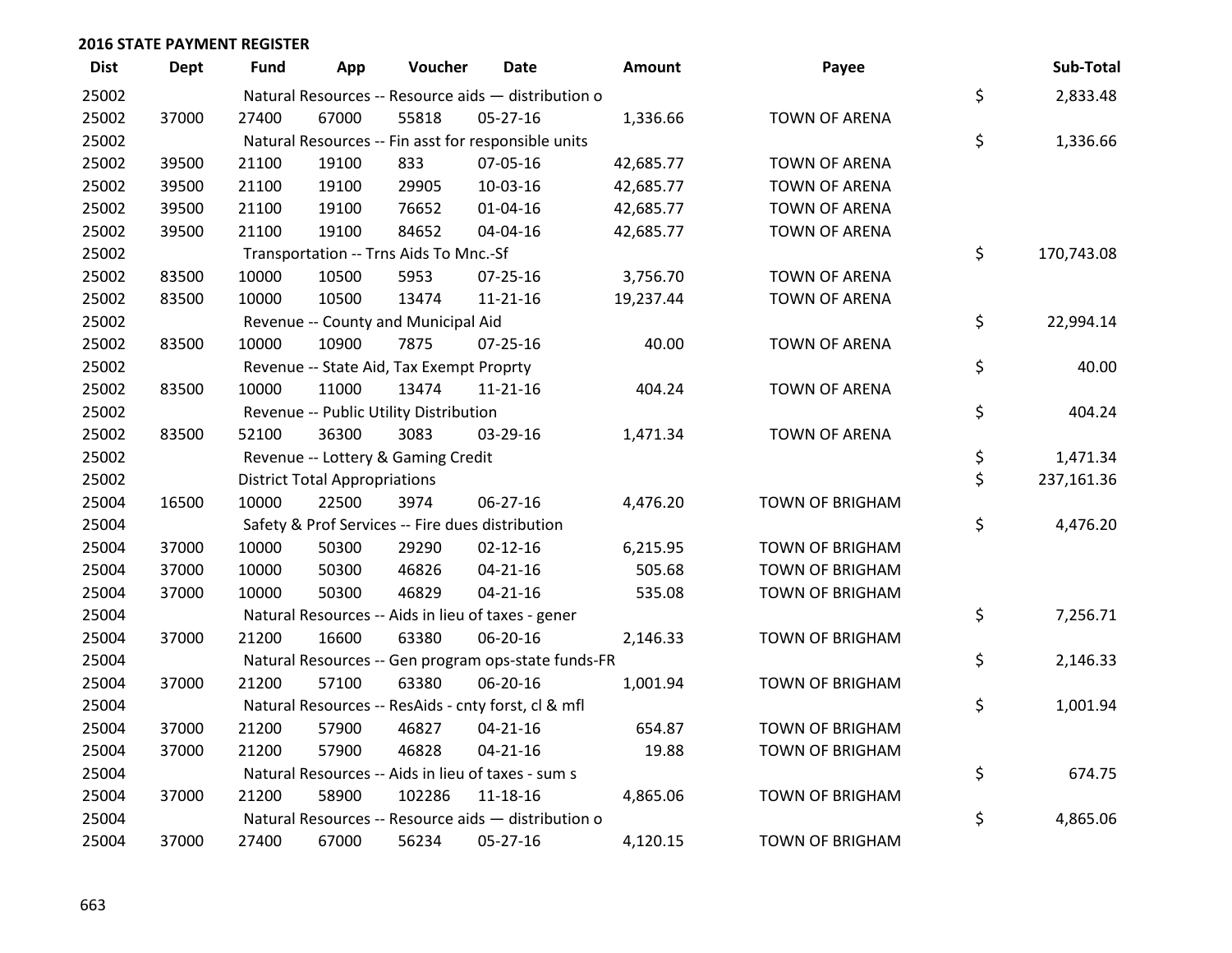## 2016 STATE PAYMENT REGISTER

| Dist | Dept | Fund | App | Voucher | Date | Amount | Payee | | Sub-Total |
|---|---|---|---|---|---|---|---|---|---|
| 25002 | | Natural Resources -- Resource aids — distribution o | | | | | | $ | 2,833.48 |
| 25002 | 37000 | 27400 | 67000 | 55818 | 05-27-16 | 1,336.66 | TOWN OF ARENA | | |
| 25002 | | Natural Resources -- Fin asst for responsible units | | | | | | $ | 1,336.66 |
| 25002 | 39500 | 21100 | 19100 | 833 | 07-05-16 | 42,685.77 | TOWN OF ARENA | | |
| 25002 | 39500 | 21100 | 19100 | 29905 | 10-03-16 | 42,685.77 | TOWN OF ARENA | | |
| 25002 | 39500 | 21100 | 19100 | 76652 | 01-04-16 | 42,685.77 | TOWN OF ARENA | | |
| 25002 | 39500 | 21100 | 19100 | 84652 | 04-04-16 | 42,685.77 | TOWN OF ARENA | | |
| 25002 | | Transportation -- Trns Aids To Mnc.-Sf | | | | | | $ | 170,743.08 |
| 25002 | 83500 | 10000 | 10500 | 5953 | 07-25-16 | 3,756.70 | TOWN OF ARENA | | |
| 25002 | 83500 | 10000 | 10500 | 13474 | 11-21-16 | 19,237.44 | TOWN OF ARENA | | |
| 25002 | | Revenue -- County and Municipal Aid | | | | | | $ | 22,994.14 |
| 25002 | 83500 | 10000 | 10900 | 7875 | 07-25-16 | 40.00 | TOWN OF ARENA | | |
| 25002 | | Revenue -- State Aid, Tax Exempt Proprty | | | | | | $ | 40.00 |
| 25002 | 83500 | 10000 | 11000 | 13474 | 11-21-16 | 404.24 | TOWN OF ARENA | | |
| 25002 | | Revenue -- Public Utility Distribution | | | | | | $ | 404.24 |
| 25002 | 83500 | 52100 | 36300 | 3083 | 03-29-16 | 1,471.34 | TOWN OF ARENA | | |
| 25002 | | Revenue -- Lottery & Gaming Credit | | | | | | $ | 1,471.34 |
| 25002 | | District Total Appropriations | | | | | | $ | 237,161.36 |
| 25004 | 16500 | 10000 | 22500 | 3974 | 06-27-16 | 4,476.20 | TOWN OF BRIGHAM | | |
| 25004 | | Safety & Prof Services -- Fire dues distribution | | | | | | $ | 4,476.20 |
| 25004 | 37000 | 10000 | 50300 | 29290 | 02-12-16 | 6,215.95 | TOWN OF BRIGHAM | | |
| 25004 | 37000 | 10000 | 50300 | 46826 | 04-21-16 | 505.68 | TOWN OF BRIGHAM | | |
| 25004 | 37000 | 10000 | 50300 | 46829 | 04-21-16 | 535.08 | TOWN OF BRIGHAM | | |
| 25004 | | Natural Resources -- Aids in lieu of taxes - gener | | | | | | $ | 7,256.71 |
| 25004 | 37000 | 21200 | 16600 | 63380 | 06-20-16 | 2,146.33 | TOWN OF BRIGHAM | | |
| 25004 | | Natural Resources -- Gen program ops-state funds-FR | | | | | | $ | 2,146.33 |
| 25004 | 37000 | 21200 | 57100 | 63380 | 06-20-16 | 1,001.94 | TOWN OF BRIGHAM | | |
| 25004 | | Natural Resources -- ResAids - cnty forst, cl & mfl | | | | | | $ | 1,001.94 |
| 25004 | 37000 | 21200 | 57900 | 46827 | 04-21-16 | 654.87 | TOWN OF BRIGHAM | | |
| 25004 | 37000 | 21200 | 57900 | 46828 | 04-21-16 | 19.88 | TOWN OF BRIGHAM | | |
| 25004 | | Natural Resources -- Aids in lieu of taxes - sum s | | | | | | $ | 674.75 |
| 25004 | 37000 | 21200 | 58900 | 102286 | 11-18-16 | 4,865.06 | TOWN OF BRIGHAM | | |
| 25004 | | Natural Resources -- Resource aids — distribution o | | | | | | $ | 4,865.06 |
| 25004 | 37000 | 27400 | 67000 | 56234 | 05-27-16 | 4,120.15 | TOWN OF BRIGHAM | | |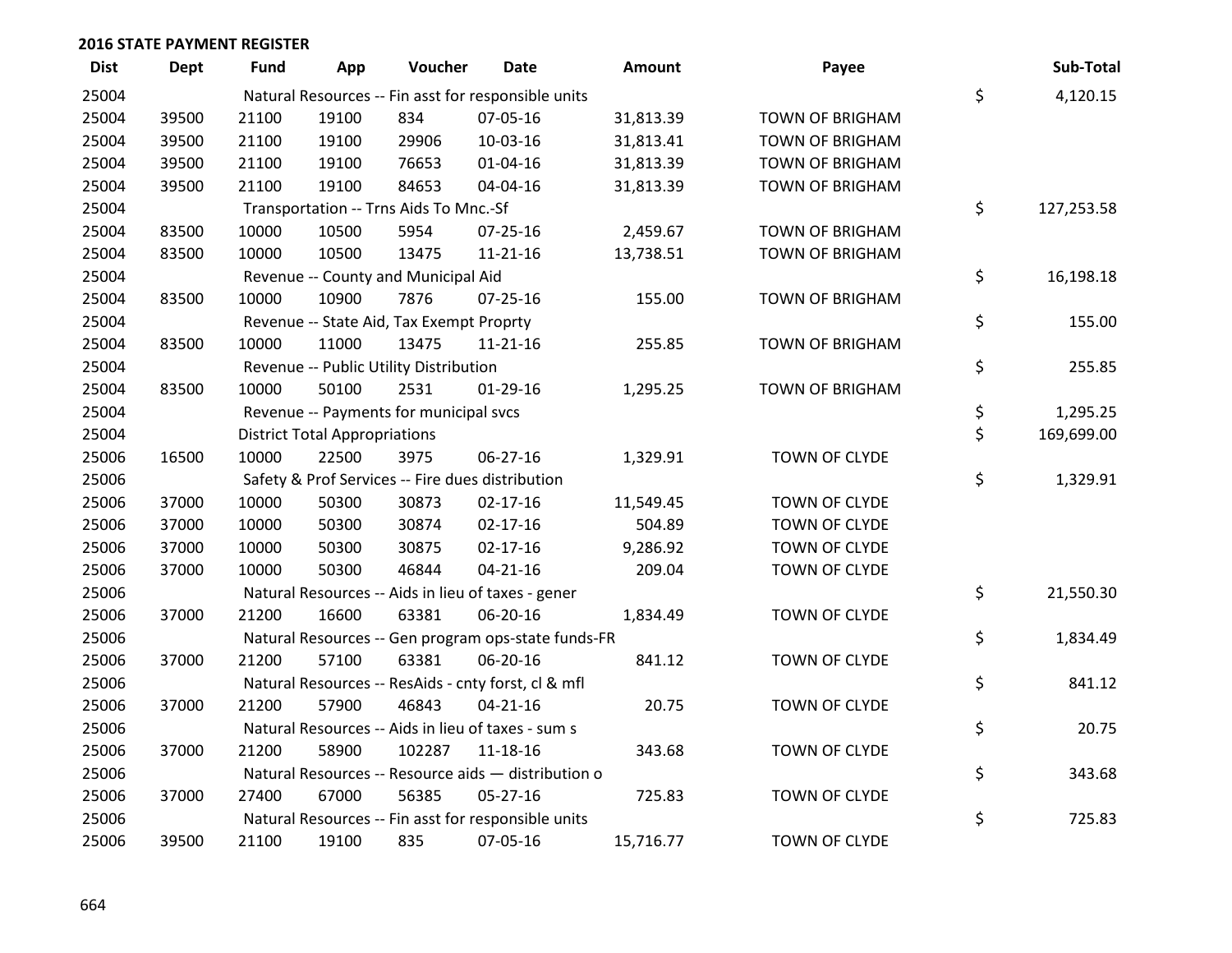## 2016 STATE PAYMENT REGISTER

| Dist | Dept | Fund | App | Voucher | Date | Amount | Payee | Sub-Total |
|---|---|---|---|---|---|---|---|---|
| 25004 | | Natural Resources -- Fin asst for responsible units | | | | | | $ 4,120.15 |
| 25004 | 39500 | 21100 | 19100 | 834 | 07-05-16 | 31,813.39 | TOWN OF BRIGHAM | |
| 25004 | 39500 | 21100 | 19100 | 29906 | 10-03-16 | 31,813.41 | TOWN OF BRIGHAM | |
| 25004 | 39500 | 21100 | 19100 | 76653 | 01-04-16 | 31,813.39 | TOWN OF BRIGHAM | |
| 25004 | 39500 | 21100 | 19100 | 84653 | 04-04-16 | 31,813.39 | TOWN OF BRIGHAM | |
| 25004 | | Transportation -- Trns Aids To Mnc.-Sf | | | | | | $ 127,253.58 |
| 25004 | 83500 | 10000 | 10500 | 5954 | 07-25-16 | 2,459.67 | TOWN OF BRIGHAM | |
| 25004 | 83500 | 10000 | 10500 | 13475 | 11-21-16 | 13,738.51 | TOWN OF BRIGHAM | |
| 25004 | | Revenue -- County and Municipal Aid | | | | | | $ 16,198.18 |
| 25004 | 83500 | 10000 | 10900 | 7876 | 07-25-16 | 155.00 | TOWN OF BRIGHAM | |
| 25004 | | Revenue -- State Aid, Tax Exempt Proprty | | | | | | $ 155.00 |
| 25004 | 83500 | 10000 | 11000 | 13475 | 11-21-16 | 255.85 | TOWN OF BRIGHAM | |
| 25004 | | Revenue -- Public Utility Distribution | | | | | | $ 255.85 |
| 25004 | 83500 | 10000 | 50100 | 2531 | 01-29-16 | 1,295.25 | TOWN OF BRIGHAM | |
| 25004 | | Revenue -- Payments for municipal svcs | | | | | | $ 1,295.25 |
| 25004 | | District Total Appropriations | | | | | | $ 169,699.00 |
| 25006 | 16500 | 10000 | 22500 | 3975 | 06-27-16 | 1,329.91 | TOWN OF CLYDE | |
| 25006 | | Safety & Prof Services -- Fire dues distribution | | | | | | $ 1,329.91 |
| 25006 | 37000 | 10000 | 50300 | 30873 | 02-17-16 | 11,549.45 | TOWN OF CLYDE | |
| 25006 | 37000 | 10000 | 50300 | 30874 | 02-17-16 | 504.89 | TOWN OF CLYDE | |
| 25006 | 37000 | 10000 | 50300 | 30875 | 02-17-16 | 9,286.92 | TOWN OF CLYDE | |
| 25006 | 37000 | 10000 | 50300 | 46844 | 04-21-16 | 209.04 | TOWN OF CLYDE | |
| 25006 | | Natural Resources -- Aids in lieu of taxes - gener | | | | | | $ 21,550.30 |
| 25006 | 37000 | 21200 | 16600 | 63381 | 06-20-16 | 1,834.49 | TOWN OF CLYDE | |
| 25006 | | Natural Resources -- Gen program ops-state funds-FR | | | | | | $ 1,834.49 |
| 25006 | 37000 | 21200 | 57100 | 63381 | 06-20-16 | 841.12 | TOWN OF CLYDE | |
| 25006 | | Natural Resources -- ResAids - cnty forst, cl & mfl | | | | | | $ 841.12 |
| 25006 | 37000 | 21200 | 57900 | 46843 | 04-21-16 | 20.75 | TOWN OF CLYDE | |
| 25006 | | Natural Resources -- Aids in lieu of taxes - sum s | | | | | | $ 20.75 |
| 25006 | 37000 | 21200 | 58900 | 102287 | 11-18-16 | 343.68 | TOWN OF CLYDE | |
| 25006 | | Natural Resources -- Resource aids — distribution o | | | | | | $ 343.68 |
| 25006 | 37000 | 27400 | 67000 | 56385 | 05-27-16 | 725.83 | TOWN OF CLYDE | |
| 25006 | | Natural Resources -- Fin asst for responsible units | | | | | | $ 725.83 |
| 25006 | 39500 | 21100 | 19100 | 835 | 07-05-16 | 15,716.77 | TOWN OF CLYDE | |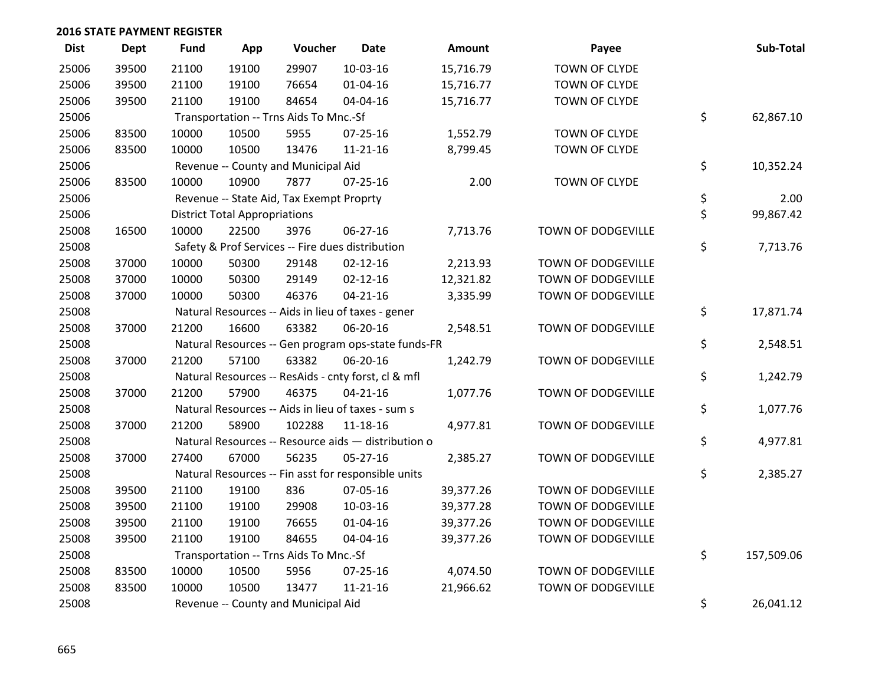## 2016 STATE PAYMENT REGISTER

| Dist | Dept | Fund | App | Voucher | Date | Amount | Payee | Sub-Total |
|---|---|---|---|---|---|---|---|---|
| 25006 | 39500 | 21100 | 19100 | 29907 | 10-03-16 | 15,716.79 | TOWN OF CLYDE | |
| 25006 | 39500 | 21100 | 19100 | 76654 | 01-04-16 | 15,716.77 | TOWN OF CLYDE | |
| 25006 | 39500 | 21100 | 19100 | 84654 | 04-04-16 | 15,716.77 | TOWN OF CLYDE | |
| 25006 | | Transportation -- Trns Aids To Mnc.-Sf | | | | | | $ 62,867.10 |
| 25006 | 83500 | 10000 | 10500 | 5955 | 07-25-16 | 1,552.79 | TOWN OF CLYDE | |
| 25006 | 83500 | 10000 | 10500 | 13476 | 11-21-16 | 8,799.45 | TOWN OF CLYDE | |
| 25006 | | Revenue -- County and Municipal Aid | | | | | | $ 10,352.24 |
| 25006 | 83500 | 10000 | 10900 | 7877 | 07-25-16 | 2.00 | TOWN OF CLYDE | |
| 25006 | | Revenue -- State Aid, Tax Exempt Proprty | | | | | | $ 2.00 |
| 25006 | | District Total Appropriations | | | | | | $ 99,867.42 |
| 25008 | 16500 | 10000 | 22500 | 3976 | 06-27-16 | 7,713.76 | TOWN OF DODGEVILLE | |
| 25008 | | Safety & Prof Services -- Fire dues distribution | | | | | | $ 7,713.76 |
| 25008 | 37000 | 10000 | 50300 | 29148 | 02-12-16 | 2,213.93 | TOWN OF DODGEVILLE | |
| 25008 | 37000 | 10000 | 50300 | 29149 | 02-12-16 | 12,321.82 | TOWN OF DODGEVILLE | |
| 25008 | 37000 | 10000 | 50300 | 46376 | 04-21-16 | 3,335.99 | TOWN OF DODGEVILLE | |
| 25008 | | Natural Resources -- Aids in lieu of taxes - gener | | | | | | $ 17,871.74 |
| 25008 | 37000 | 21200 | 16600 | 63382 | 06-20-16 | 2,548.51 | TOWN OF DODGEVILLE | |
| 25008 | | Natural Resources -- Gen program ops-state funds-FR | | | | | | $ 2,548.51 |
| 25008 | 37000 | 21200 | 57100 | 63382 | 06-20-16 | 1,242.79 | TOWN OF DODGEVILLE | |
| 25008 | | Natural Resources -- ResAids - cnty forst, cl & mfl | | | | | | $ 1,242.79 |
| 25008 | 37000 | 21200 | 57900 | 46375 | 04-21-16 | 1,077.76 | TOWN OF DODGEVILLE | |
| 25008 | | Natural Resources -- Aids in lieu of taxes - sum s | | | | | | $ 1,077.76 |
| 25008 | 37000 | 21200 | 58900 | 102288 | 11-18-16 | 4,977.81 | TOWN OF DODGEVILLE | |
| 25008 | | Natural Resources -- Resource aids — distribution o | | | | | | $ 4,977.81 |
| 25008 | 37000 | 27400 | 67000 | 56235 | 05-27-16 | 2,385.27 | TOWN OF DODGEVILLE | |
| 25008 | | Natural Resources -- Fin asst for responsible units | | | | | | $ 2,385.27 |
| 25008 | 39500 | 21100 | 19100 | 836 | 07-05-16 | 39,377.26 | TOWN OF DODGEVILLE | |
| 25008 | 39500 | 21100 | 19100 | 29908 | 10-03-16 | 39,377.28 | TOWN OF DODGEVILLE | |
| 25008 | 39500 | 21100 | 19100 | 76655 | 01-04-16 | 39,377.26 | TOWN OF DODGEVILLE | |
| 25008 | 39500 | 21100 | 19100 | 84655 | 04-04-16 | 39,377.26 | TOWN OF DODGEVILLE | |
| 25008 | | Transportation -- Trns Aids To Mnc.-Sf | | | | | | $ 157,509.06 |
| 25008 | 83500 | 10000 | 10500 | 5956 | 07-25-16 | 4,074.50 | TOWN OF DODGEVILLE | |
| 25008 | 83500 | 10000 | 10500 | 13477 | 11-21-16 | 21,966.62 | TOWN OF DODGEVILLE | |
| 25008 | | Revenue -- County and Municipal Aid | | | | | | $ 26,041.12 |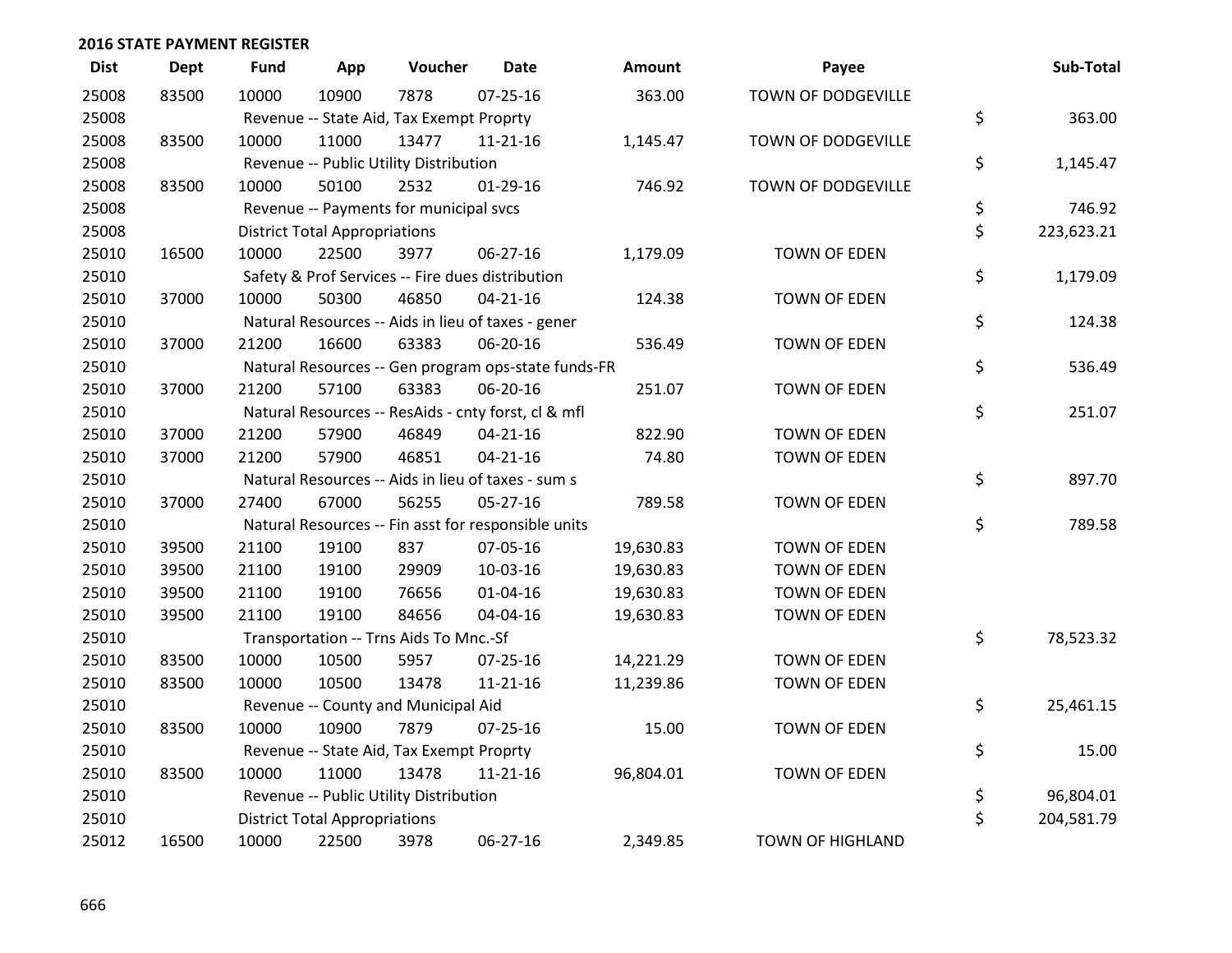## 2016 STATE PAYMENT REGISTER

| Dist | Dept | Fund | App | Voucher | Date | Amount | Payee | Sub-Total |
|---|---|---|---|---|---|---|---|---|
| 25008 | 83500 | 10000 | 10900 | 7878 | 07-25-16 | 363.00 | TOWN OF DODGEVILLE | |
| 25008 | | Revenue -- State Aid, Tax Exempt Proprty | | | | | | $ 363.00 |
| 25008 | 83500 | 10000 | 11000 | 13477 | 11-21-16 | 1,145.47 | TOWN OF DODGEVILLE | |
| 25008 | | Revenue -- Public Utility Distribution | | | | | | $ 1,145.47 |
| 25008 | 83500 | 10000 | 50100 | 2532 | 01-29-16 | 746.92 | TOWN OF DODGEVILLE | |
| 25008 | | Revenue -- Payments for municipal svcs | | | | | | $ 746.92 |
| 25008 | | District Total Appropriations | | | | | | $ 223,623.21 |
| 25010 | 16500 | 10000 | 22500 | 3977 | 06-27-16 | 1,179.09 | TOWN OF EDEN | |
| 25010 | | Safety & Prof Services -- Fire dues distribution | | | | | | $ 1,179.09 |
| 25010 | 37000 | 10000 | 50300 | 46850 | 04-21-16 | 124.38 | TOWN OF EDEN | |
| 25010 | | Natural Resources -- Aids in lieu of taxes - gener | | | | | | $ 124.38 |
| 25010 | 37000 | 21200 | 16600 | 63383 | 06-20-16 | 536.49 | TOWN OF EDEN | |
| 25010 | | Natural Resources -- Gen program ops-state funds-FR | | | | | | $ 536.49 |
| 25010 | 37000 | 21200 | 57100 | 63383 | 06-20-16 | 251.07 | TOWN OF EDEN | |
| 25010 | | Natural Resources -- ResAids - cnty forst, cl & mfl | | | | | | $ 251.07 |
| 25010 | 37000 | 21200 | 57900 | 46849 | 04-21-16 | 822.90 | TOWN OF EDEN | |
| 25010 | 37000 | 21200 | 57900 | 46851 | 04-21-16 | 74.80 | TOWN OF EDEN | |
| 25010 | | Natural Resources -- Aids in lieu of taxes - sum s | | | | | | $ 897.70 |
| 25010 | 37000 | 27400 | 67000 | 56255 | 05-27-16 | 789.58 | TOWN OF EDEN | |
| 25010 | | Natural Resources -- Fin asst for responsible units | | | | | | $ 789.58 |
| 25010 | 39500 | 21100 | 19100 | 837 | 07-05-16 | 19,630.83 | TOWN OF EDEN | |
| 25010 | 39500 | 21100 | 19100 | 29909 | 10-03-16 | 19,630.83 | TOWN OF EDEN | |
| 25010 | 39500 | 21100 | 19100 | 76656 | 01-04-16 | 19,630.83 | TOWN OF EDEN | |
| 25010 | 39500 | 21100 | 19100 | 84656 | 04-04-16 | 19,630.83 | TOWN OF EDEN | |
| 25010 | | Transportation -- Trns Aids To Mnc.-Sf | | | | | | $ 78,523.32 |
| 25010 | 83500 | 10000 | 10500 | 5957 | 07-25-16 | 14,221.29 | TOWN OF EDEN | |
| 25010 | 83500 | 10000 | 10500 | 13478 | 11-21-16 | 11,239.86 | TOWN OF EDEN | |
| 25010 | | Revenue -- County and Municipal Aid | | | | | | $ 25,461.15 |
| 25010 | 83500 | 10000 | 10900 | 7879 | 07-25-16 | 15.00 | TOWN OF EDEN | |
| 25010 | | Revenue -- State Aid, Tax Exempt Proprty | | | | | | $ 15.00 |
| 25010 | 83500 | 10000 | 11000 | 13478 | 11-21-16 | 96,804.01 | TOWN OF EDEN | |
| 25010 | | Revenue -- Public Utility Distribution | | | | | | $ 96,804.01 |
| 25010 | | District Total Appropriations | | | | | | $ 204,581.79 |
| 25012 | 16500 | 10000 | 22500 | 3978 | 06-27-16 | 2,349.85 | TOWN OF HIGHLAND | |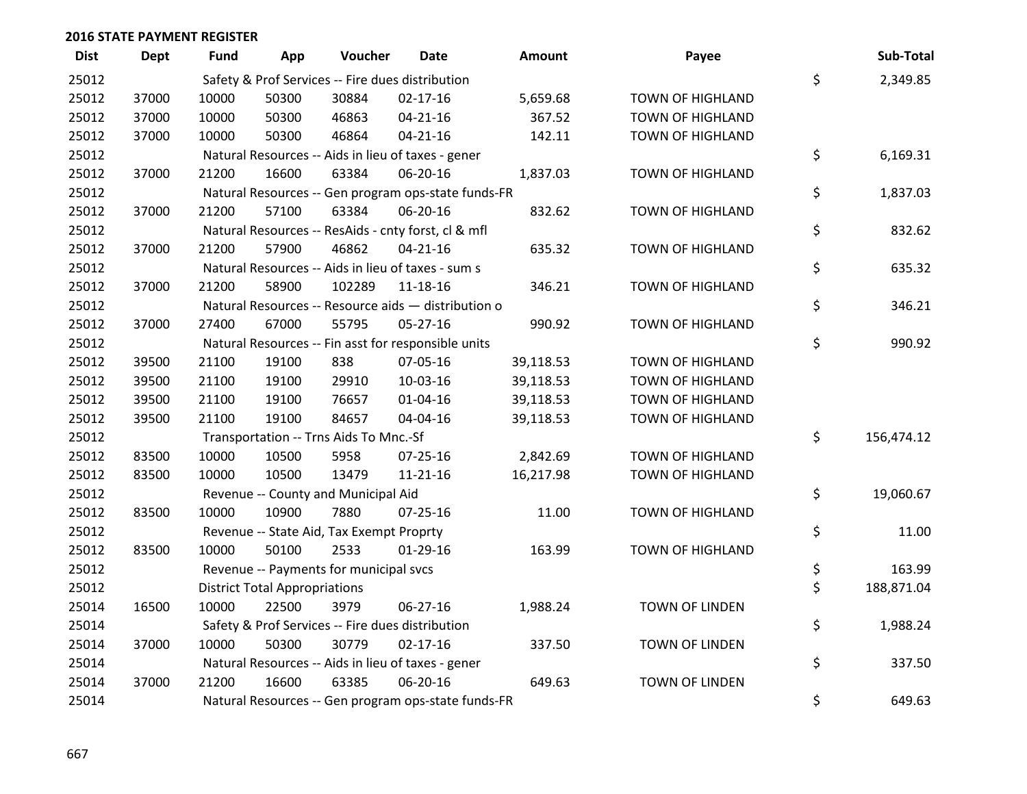## 2016 STATE PAYMENT REGISTER

| Dist | Dept | Fund | App | Voucher | Date | Amount | Payee | Sub-Total |
|---|---|---|---|---|---|---|---|---|
| 25012 | | Safety & Prof Services -- Fire dues distribution | | | | | | $ 2,349.85 |
| 25012 | 37000 | 10000 | 50300 | 30884 | 02-17-16 | 5,659.68 | TOWN OF HIGHLAND | |
| 25012 | 37000 | 10000 | 50300 | 46863 | 04-21-16 | 367.52 | TOWN OF HIGHLAND | |
| 25012 | 37000 | 10000 | 50300 | 46864 | 04-21-16 | 142.11 | TOWN OF HIGHLAND | |
| 25012 | | Natural Resources -- Aids in lieu of taxes - gener | | | | | | $ 6,169.31 |
| 25012 | 37000 | 21200 | 16600 | 63384 | 06-20-16 | 1,837.03 | TOWN OF HIGHLAND | |
| 25012 | | Natural Resources -- Gen program ops-state funds-FR | | | | | | $ 1,837.03 |
| 25012 | 37000 | 21200 | 57100 | 63384 | 06-20-16 | 832.62 | TOWN OF HIGHLAND | |
| 25012 | | Natural Resources -- ResAids - cnty forst, cl & mfl | | | | | | $ 832.62 |
| 25012 | 37000 | 21200 | 57900 | 46862 | 04-21-16 | 635.32 | TOWN OF HIGHLAND | |
| 25012 | | Natural Resources -- Aids in lieu of taxes - sum s | | | | | | $ 635.32 |
| 25012 | 37000 | 21200 | 58900 | 102289 | 11-18-16 | 346.21 | TOWN OF HIGHLAND | |
| 25012 | | Natural Resources -- Resource aids — distribution o | | | | | | $ 346.21 |
| 25012 | 37000 | 27400 | 67000 | 55795 | 05-27-16 | 990.92 | TOWN OF HIGHLAND | |
| 25012 | | Natural Resources -- Fin asst for responsible units | | | | | | $ 990.92 |
| 25012 | 39500 | 21100 | 19100 | 838 | 07-05-16 | 39,118.53 | TOWN OF HIGHLAND | |
| 25012 | 39500 | 21100 | 19100 | 29910 | 10-03-16 | 39,118.53 | TOWN OF HIGHLAND | |
| 25012 | 39500 | 21100 | 19100 | 76657 | 01-04-16 | 39,118.53 | TOWN OF HIGHLAND | |
| 25012 | 39500 | 21100 | 19100 | 84657 | 04-04-16 | 39,118.53 | TOWN OF HIGHLAND | |
| 25012 | | Transportation -- Trns Aids To Mnc.-Sf | | | | | | $ 156,474.12 |
| 25012 | 83500 | 10000 | 10500 | 5958 | 07-25-16 | 2,842.69 | TOWN OF HIGHLAND | |
| 25012 | 83500 | 10000 | 10500 | 13479 | 11-21-16 | 16,217.98 | TOWN OF HIGHLAND | |
| 25012 | | Revenue -- County and Municipal Aid | | | | | | $ 19,060.67 |
| 25012 | 83500 | 10000 | 10900 | 7880 | 07-25-16 | 11.00 | TOWN OF HIGHLAND | |
| 25012 | | Revenue -- State Aid, Tax Exempt Proprty | | | | | | $ 11.00 |
| 25012 | 83500 | 10000 | 50100 | 2533 | 01-29-16 | 163.99 | TOWN OF HIGHLAND | |
| 25012 | | Revenue -- Payments for municipal svcs | | | | | | $ 163.99 |
| 25012 | | District Total Appropriations | | | | | | $ 188,871.04 |
| 25014 | 16500 | 10000 | 22500 | 3979 | 06-27-16 | 1,988.24 | TOWN OF LINDEN | |
| 25014 | | Safety & Prof Services -- Fire dues distribution | | | | | | $ 1,988.24 |
| 25014 | 37000 | 10000 | 50300 | 30779 | 02-17-16 | 337.50 | TOWN OF LINDEN | |
| 25014 | | Natural Resources -- Aids in lieu of taxes - gener | | | | | | $ 337.50 |
| 25014 | 37000 | 21200 | 16600 | 63385 | 06-20-16 | 649.63 | TOWN OF LINDEN | |
| 25014 | | Natural Resources -- Gen program ops-state funds-FR | | | | | | $ 649.63 |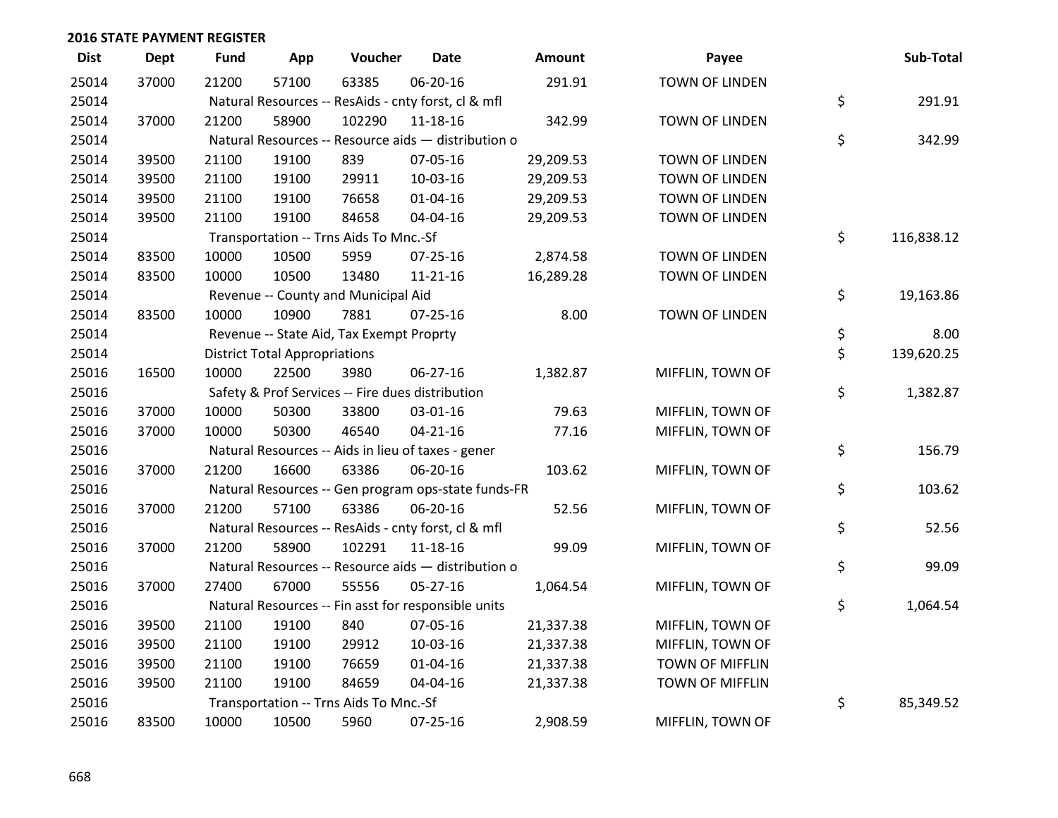## 2016 STATE PAYMENT REGISTER

| Dist | Dept | Fund | App | Voucher | Date | Amount | Payee | Sub-Total |
|---|---|---|---|---|---|---|---|---|
| 25014 | 37000 | 21200 | 57100 | 63385 | 06-20-16 | 291.91 | TOWN OF LINDEN | |
| 25014 | | Natural Resources -- ResAids - cnty forst, cl & mfl | | | | | | $ 291.91 |
| 25014 | 37000 | 21200 | 58900 | 102290 | 11-18-16 | 342.99 | TOWN OF LINDEN | |
| 25014 | | Natural Resources -- Resource aids — distribution o | | | | | | $ 342.99 |
| 25014 | 39500 | 21100 | 19100 | 839 | 07-05-16 | 29,209.53 | TOWN OF LINDEN | |
| 25014 | 39500 | 21100 | 19100 | 29911 | 10-03-16 | 29,209.53 | TOWN OF LINDEN | |
| 25014 | 39500 | 21100 | 19100 | 76658 | 01-04-16 | 29,209.53 | TOWN OF LINDEN | |
| 25014 | 39500 | 21100 | 19100 | 84658 | 04-04-16 | 29,209.53 | TOWN OF LINDEN | |
| 25014 | | Transportation -- Trns Aids To Mnc.-Sf | | | | | | $ 116,838.12 |
| 25014 | 83500 | 10000 | 10500 | 5959 | 07-25-16 | 2,874.58 | TOWN OF LINDEN | |
| 25014 | 83500 | 10000 | 10500 | 13480 | 11-21-16 | 16,289.28 | TOWN OF LINDEN | |
| 25014 | | Revenue -- County and Municipal Aid | | | | | | $ 19,163.86 |
| 25014 | 83500 | 10000 | 10900 | 7881 | 07-25-16 | 8.00 | TOWN OF LINDEN | |
| 25014 | | Revenue -- State Aid, Tax Exempt Proprty | | | | | | $ 8.00 |
| 25014 | | District Total Appropriations | | | | | | $ 139,620.25 |
| 25016 | 16500 | 10000 | 22500 | 3980 | 06-27-16 | 1,382.87 | MIFFLIN, TOWN OF | |
| 25016 | | Safety & Prof Services -- Fire dues distribution | | | | | | $ 1,382.87 |
| 25016 | 37000 | 10000 | 50300 | 33800 | 03-01-16 | 79.63 | MIFFLIN, TOWN OF | |
| 25016 | 37000 | 10000 | 50300 | 46540 | 04-21-16 | 77.16 | MIFFLIN, TOWN OF | |
| 25016 | | Natural Resources -- Aids in lieu of taxes - gener | | | | | | $ 156.79 |
| 25016 | 37000 | 21200 | 16600 | 63386 | 06-20-16 | 103.62 | MIFFLIN, TOWN OF | |
| 25016 | | Natural Resources -- Gen program ops-state funds-FR | | | | | | $ 103.62 |
| 25016 | 37000 | 21200 | 57100 | 63386 | 06-20-16 | 52.56 | MIFFLIN, TOWN OF | |
| 25016 | | Natural Resources -- ResAids - cnty forst, cl & mfl | | | | | | $ 52.56 |
| 25016 | 37000 | 21200 | 58900 | 102291 | 11-18-16 | 99.09 | MIFFLIN, TOWN OF | |
| 25016 | | Natural Resources -- Resource aids — distribution o | | | | | | $ 99.09 |
| 25016 | 37000 | 27400 | 67000 | 55556 | 05-27-16 | 1,064.54 | MIFFLIN, TOWN OF | |
| 25016 | | Natural Resources -- Fin asst for responsible units | | | | | | $ 1,064.54 |
| 25016 | 39500 | 21100 | 19100 | 840 | 07-05-16 | 21,337.38 | MIFFLIN, TOWN OF | |
| 25016 | 39500 | 21100 | 19100 | 29912 | 10-03-16 | 21,337.38 | MIFFLIN, TOWN OF | |
| 25016 | 39500 | 21100 | 19100 | 76659 | 01-04-16 | 21,337.38 | TOWN OF MIFFLIN | |
| 25016 | 39500 | 21100 | 19100 | 84659 | 04-04-16 | 21,337.38 | TOWN OF MIFFLIN | |
| 25016 | | Transportation -- Trns Aids To Mnc.-Sf | | | | | | $ 85,349.52 |
| 25016 | 83500 | 10000 | 10500 | 5960 | 07-25-16 | 2,908.59 | MIFFLIN, TOWN OF | |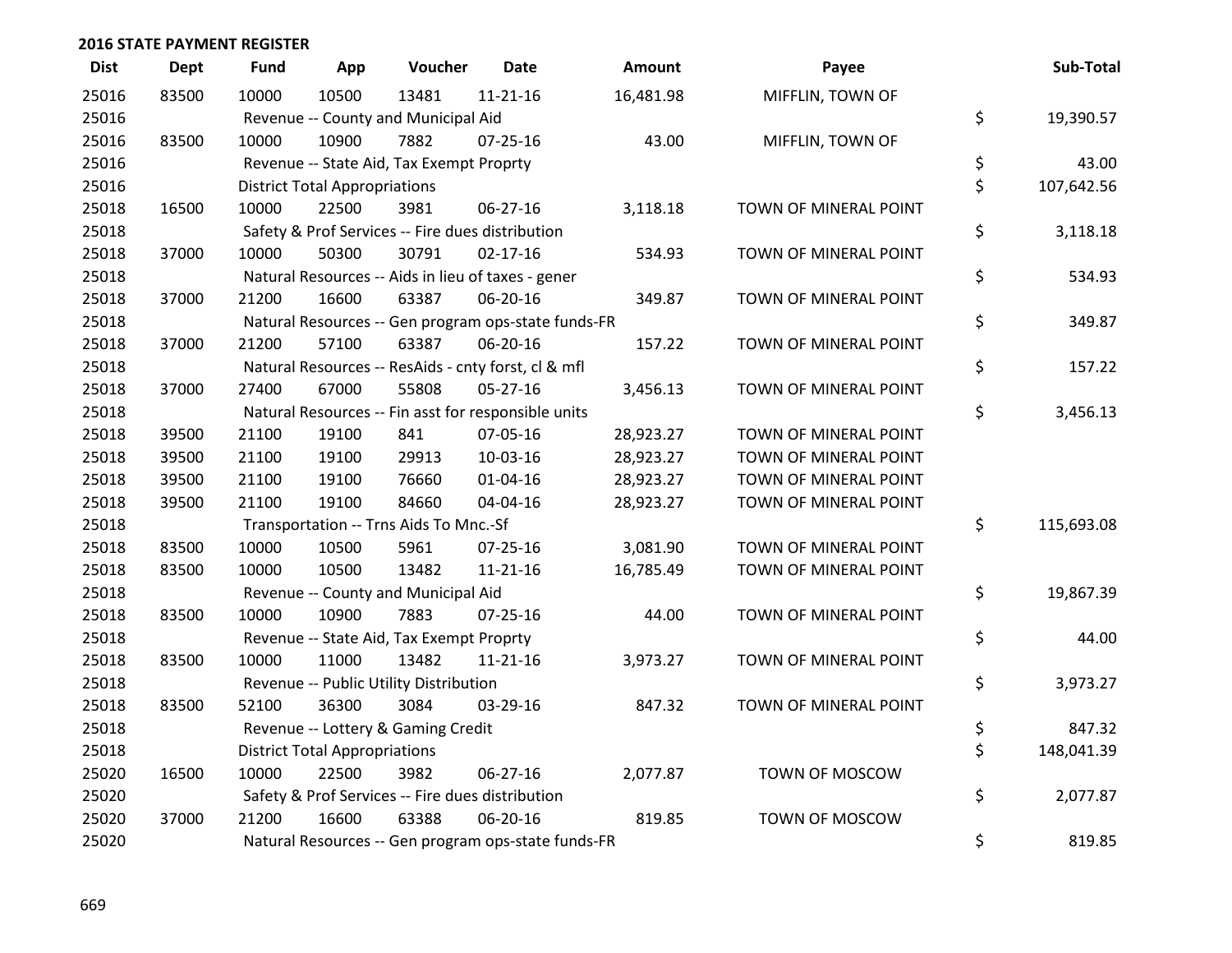**2016 STATE PAYMENT REGISTER**

| Dist | Dept | Fund | App | Voucher | Date | Amount | Payee | Sub-Total |
|---|---|---|---|---|---|---|---|---|
| 25016 | 83500 | 10000 | 10500 | 13481 | 11-21-16 | 16,481.98 | MIFFLIN, TOWN OF | |
| 25016 | | Revenue -- County and Municipal Aid | | | | | | $ 19,390.57 |
| 25016 | 83500 | 10000 | 10900 | 7882 | 07-25-16 | 43.00 | MIFFLIN, TOWN OF | |
| 25016 | | Revenue -- State Aid, Tax Exempt Proprty | | | | | | $ 43.00 |
| 25016 | | District Total Appropriations | | | | | | $ 107,642.56 |
| 25018 | 16500 | 10000 | 22500 | 3981 | 06-27-16 | 3,118.18 | TOWN OF MINERAL POINT | |
| 25018 | | Safety & Prof Services -- Fire dues distribution | | | | | | $ 3,118.18 |
| 25018 | 37000 | 10000 | 50300 | 30791 | 02-17-16 | 534.93 | TOWN OF MINERAL POINT | |
| 25018 | | Natural Resources -- Aids in lieu of taxes - gener | | | | | | $ 534.93 |
| 25018 | 37000 | 21200 | 16600 | 63387 | 06-20-16 | 349.87 | TOWN OF MINERAL POINT | |
| 25018 | | Natural Resources -- Gen program ops-state funds-FR | | | | | | $ 349.87 |
| 25018 | 37000 | 21200 | 57100 | 63387 | 06-20-16 | 157.22 | TOWN OF MINERAL POINT | |
| 25018 | | Natural Resources -- ResAids - cnty forst, cl & mfl | | | | | | $ 157.22 |
| 25018 | 37000 | 27400 | 67000 | 55808 | 05-27-16 | 3,456.13 | TOWN OF MINERAL POINT | |
| 25018 | | Natural Resources -- Fin asst for responsible units | | | | | | $ 3,456.13 |
| 25018 | 39500 | 21100 | 19100 | 841 | 07-05-16 | 28,923.27 | TOWN OF MINERAL POINT | |
| 25018 | 39500 | 21100 | 19100 | 29913 | 10-03-16 | 28,923.27 | TOWN OF MINERAL POINT | |
| 25018 | 39500 | 21100 | 19100 | 76660 | 01-04-16 | 28,923.27 | TOWN OF MINERAL POINT | |
| 25018 | 39500 | 21100 | 19100 | 84660 | 04-04-16 | 28,923.27 | TOWN OF MINERAL POINT | |
| 25018 | | Transportation -- Trns Aids To Mnc.-Sf | | | | | | $ 115,693.08 |
| 25018 | 83500 | 10000 | 10500 | 5961 | 07-25-16 | 3,081.90 | TOWN OF MINERAL POINT | |
| 25018 | 83500 | 10000 | 10500 | 13482 | 11-21-16 | 16,785.49 | TOWN OF MINERAL POINT | |
| 25018 | | Revenue -- County and Municipal Aid | | | | | | $ 19,867.39 |
| 25018 | 83500 | 10000 | 10900 | 7883 | 07-25-16 | 44.00 | TOWN OF MINERAL POINT | |
| 25018 | | Revenue -- State Aid, Tax Exempt Proprty | | | | | | $ 44.00 |
| 25018 | 83500 | 10000 | 11000 | 13482 | 11-21-16 | 3,973.27 | TOWN OF MINERAL POINT | |
| 25018 | | Revenue -- Public Utility Distribution | | | | | | $ 3,973.27 |
| 25018 | 83500 | 52100 | 36300 | 3084 | 03-29-16 | 847.32 | TOWN OF MINERAL POINT | |
| 25018 | | Revenue -- Lottery & Gaming Credit | | | | | | $ 847.32 |
| 25018 | | District Total Appropriations | | | | | | $ 148,041.39 |
| 25020 | 16500 | 10000 | 22500 | 3982 | 06-27-16 | 2,077.87 | TOWN OF MOSCOW | |
| 25020 | | Safety & Prof Services -- Fire dues distribution | | | | | | $ 2,077.87 |
| 25020 | 37000 | 21200 | 16600 | 63388 | 06-20-16 | 819.85 | TOWN OF MOSCOW | |
| 25020 | | Natural Resources -- Gen program ops-state funds-FR | | | | | | $ 819.85 |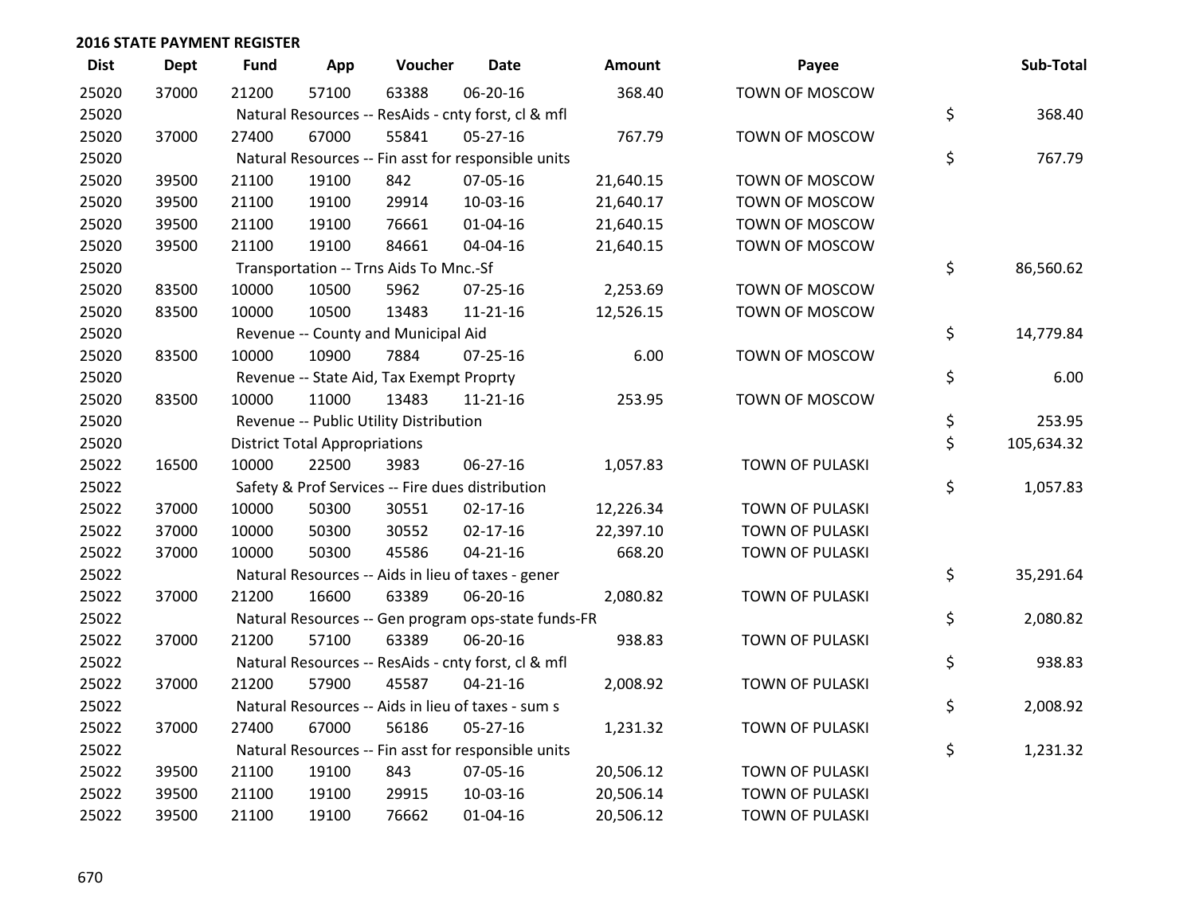**2016 STATE PAYMENT REGISTER**

| Dist | Dept | Fund | App | Voucher | Date | Amount | Payee | Sub-Total |
|---|---|---|---|---|---|---|---|---|
| 25020 | 37000 | 21200 | 57100 | 63388 | 06-20-16 | 368.40 | TOWN OF MOSCOW | |
| 25020 | | Natural Resources -- ResAids - cnty forst, cl & mfl | | | | | | $ 368.40 |
| 25020 | 37000 | 27400 | 67000 | 55841 | 05-27-16 | 767.79 | TOWN OF MOSCOW | |
| 25020 | | Natural Resources -- Fin asst for responsible units | | | | | | $ 767.79 |
| 25020 | 39500 | 21100 | 19100 | 842 | 07-05-16 | 21,640.15 | TOWN OF MOSCOW | |
| 25020 | 39500 | 21100 | 19100 | 29914 | 10-03-16 | 21,640.17 | TOWN OF MOSCOW | |
| 25020 | 39500 | 21100 | 19100 | 76661 | 01-04-16 | 21,640.15 | TOWN OF MOSCOW | |
| 25020 | 39500 | 21100 | 19100 | 84661 | 04-04-16 | 21,640.15 | TOWN OF MOSCOW | |
| 25020 | | Transportation -- Trns Aids To Mnc.-Sf | | | | | | $ 86,560.62 |
| 25020 | 83500 | 10000 | 10500 | 5962 | 07-25-16 | 2,253.69 | TOWN OF MOSCOW | |
| 25020 | 83500 | 10000 | 10500 | 13483 | 11-21-16 | 12,526.15 | TOWN OF MOSCOW | |
| 25020 | | Revenue -- County and Municipal Aid | | | | | | $ 14,779.84 |
| 25020 | 83500 | 10000 | 10900 | 7884 | 07-25-16 | 6.00 | TOWN OF MOSCOW | |
| 25020 | | Revenue -- State Aid, Tax Exempt Proprty | | | | | | $ 6.00 |
| 25020 | 83500 | 10000 | 11000 | 13483 | 11-21-16 | 253.95 | TOWN OF MOSCOW | |
| 25020 | | Revenue -- Public Utility Distribution | | | | | | $ 253.95 |
| 25020 | | District Total Appropriations | | | | | | $ 105,634.32 |
| 25022 | 16500 | 10000 | 22500 | 3983 | 06-27-16 | 1,057.83 | TOWN OF PULASKI | |
| 25022 | | Safety & Prof Services -- Fire dues distribution | | | | | | $ 1,057.83 |
| 25022 | 37000 | 10000 | 50300 | 30551 | 02-17-16 | 12,226.34 | TOWN OF PULASKI | |
| 25022 | 37000 | 10000 | 50300 | 30552 | 02-17-16 | 22,397.10 | TOWN OF PULASKI | |
| 25022 | 37000 | 10000 | 50300 | 45586 | 04-21-16 | 668.20 | TOWN OF PULASKI | |
| 25022 | | Natural Resources -- Aids in lieu of taxes - gener | | | | | | $ 35,291.64 |
| 25022 | 37000 | 21200 | 16600 | 63389 | 06-20-16 | 2,080.82 | TOWN OF PULASKI | |
| 25022 | | Natural Resources -- Gen program ops-state funds-FR | | | | | | $ 2,080.82 |
| 25022 | 37000 | 21200 | 57100 | 63389 | 06-20-16 | 938.83 | TOWN OF PULASKI | |
| 25022 | | Natural Resources -- ResAids - cnty forst, cl & mfl | | | | | | $ 938.83 |
| 25022 | 37000 | 21200 | 57900 | 45587 | 04-21-16 | 2,008.92 | TOWN OF PULASKI | |
| 25022 | | Natural Resources -- Aids in lieu of taxes - sum s | | | | | | $ 2,008.92 |
| 25022 | 37000 | 27400 | 67000 | 56186 | 05-27-16 | 1,231.32 | TOWN OF PULASKI | |
| 25022 | | Natural Resources -- Fin asst for responsible units | | | | | | $ 1,231.32 |
| 25022 | 39500 | 21100 | 19100 | 843 | 07-05-16 | 20,506.12 | TOWN OF PULASKI | |
| 25022 | 39500 | 21100 | 19100 | 29915 | 10-03-16 | 20,506.14 | TOWN OF PULASKI | |
| 25022 | 39500 | 21100 | 19100 | 76662 | 01-04-16 | 20,506.12 | TOWN OF PULASKI | |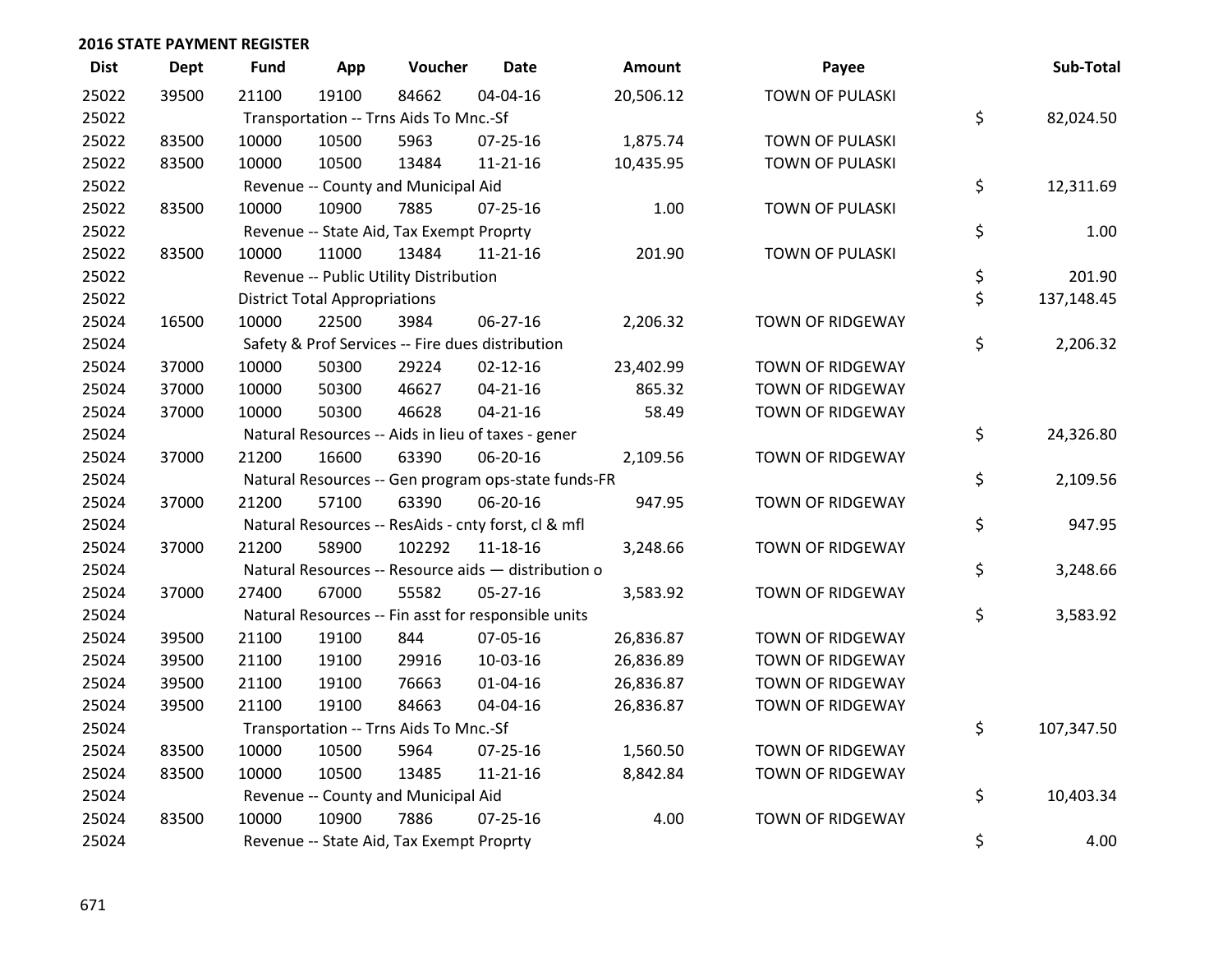## 2016 STATE PAYMENT REGISTER

| Dist | Dept | Fund | App | Voucher | Date | Amount | Payee | Sub-Total |
|---|---|---|---|---|---|---|---|---|
| 25022 | 39500 | 21100 | 19100 | 84662 | 04-04-16 | 20,506.12 | TOWN OF PULASKI | |
| 25022 | | Transportation -- Trns Aids To Mnc.-Sf | | | | | | $ 82,024.50 |
| 25022 | 83500 | 10000 | 10500 | 5963 | 07-25-16 | 1,875.74 | TOWN OF PULASKI | |
| 25022 | 83500 | 10000 | 10500 | 13484 | 11-21-16 | 10,435.95 | TOWN OF PULASKI | |
| 25022 | | Revenue -- County and Municipal Aid | | | | | | $ 12,311.69 |
| 25022 | 83500 | 10000 | 10900 | 7885 | 07-25-16 | 1.00 | TOWN OF PULASKI | |
| 25022 | | Revenue -- State Aid, Tax Exempt Proprty | | | | | | $ 1.00 |
| 25022 | 83500 | 10000 | 11000 | 13484 | 11-21-16 | 201.90 | TOWN OF PULASKI | |
| 25022 | | Revenue -- Public Utility Distribution | | | | | | $ 201.90 |
| 25022 | | District Total Appropriations | | | | | | $ 137,148.45 |
| 25024 | 16500 | 10000 | 22500 | 3984 | 06-27-16 | 2,206.32 | TOWN OF RIDGEWAY | |
| 25024 | | Safety & Prof Services -- Fire dues distribution | | | | | | $ 2,206.32 |
| 25024 | 37000 | 10000 | 50300 | 29224 | 02-12-16 | 23,402.99 | TOWN OF RIDGEWAY | |
| 25024 | 37000 | 10000 | 50300 | 46627 | 04-21-16 | 865.32 | TOWN OF RIDGEWAY | |
| 25024 | 37000 | 10000 | 50300 | 46628 | 04-21-16 | 58.49 | TOWN OF RIDGEWAY | |
| 25024 | | Natural Resources -- Aids in lieu of taxes - gener | | | | | | $ 24,326.80 |
| 25024 | 37000 | 21200 | 16600 | 63390 | 06-20-16 | 2,109.56 | TOWN OF RIDGEWAY | |
| 25024 | | Natural Resources -- Gen program ops-state funds-FR | | | | | | $ 2,109.56 |
| 25024 | 37000 | 21200 | 57100 | 63390 | 06-20-16 | 947.95 | TOWN OF RIDGEWAY | |
| 25024 | | Natural Resources -- ResAids - cnty forst, cl & mfl | | | | | | $ 947.95 |
| 25024 | 37000 | 21200 | 58900 | 102292 | 11-18-16 | 3,248.66 | TOWN OF RIDGEWAY | |
| 25024 | | Natural Resources -- Resource aids — distribution o | | | | | | $ 3,248.66 |
| 25024 | 37000 | 27400 | 67000 | 55582 | 05-27-16 | 3,583.92 | TOWN OF RIDGEWAY | |
| 25024 | | Natural Resources -- Fin asst for responsible units | | | | | | $ 3,583.92 |
| 25024 | 39500 | 21100 | 19100 | 844 | 07-05-16 | 26,836.87 | TOWN OF RIDGEWAY | |
| 25024 | 39500 | 21100 | 19100 | 29916 | 10-03-16 | 26,836.89 | TOWN OF RIDGEWAY | |
| 25024 | 39500 | 21100 | 19100 | 76663 | 01-04-16 | 26,836.87 | TOWN OF RIDGEWAY | |
| 25024 | 39500 | 21100 | 19100 | 84663 | 04-04-16 | 26,836.87 | TOWN OF RIDGEWAY | |
| 25024 | | Transportation -- Trns Aids To Mnc.-Sf | | | | | | $ 107,347.50 |
| 25024 | 83500 | 10000 | 10500 | 5964 | 07-25-16 | 1,560.50 | TOWN OF RIDGEWAY | |
| 25024 | 83500 | 10000 | 10500 | 13485 | 11-21-16 | 8,842.84 | TOWN OF RIDGEWAY | |
| 25024 | | Revenue -- County and Municipal Aid | | | | | | $ 10,403.34 |
| 25024 | 83500 | 10000 | 10900 | 7886 | 07-25-16 | 4.00 | TOWN OF RIDGEWAY | |
| 25024 | | Revenue -- State Aid, Tax Exempt Proprty | | | | | | $ 4.00 |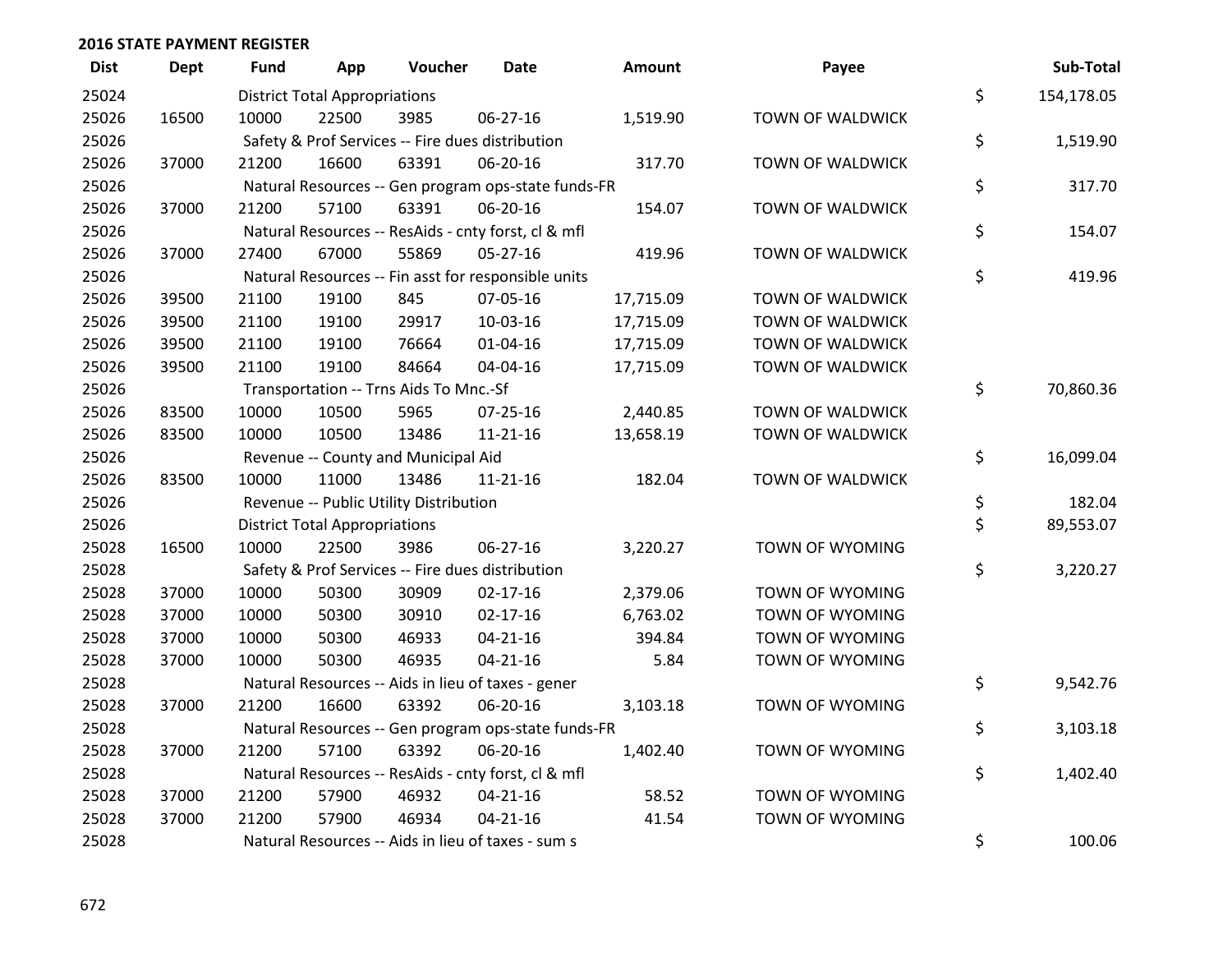## 2016 STATE PAYMENT REGISTER

| Dist | Dept | Fund | App | Voucher | Date | Amount | Payee | Sub-Total |
|---|---|---|---|---|---|---|---|---|
| 25024 | | District Total Appropriations | | | | | | $ 154,178.05 |
| 25026 | 16500 | 10000 | 22500 | 3985 | 06-27-16 | 1,519.90 | TOWN OF WALDWICK | |
| 25026 | | Safety & Prof Services -- Fire dues distribution | | | | | | $ 1,519.90 |
| 25026 | 37000 | 21200 | 16600 | 63391 | 06-20-16 | 317.70 | TOWN OF WALDWICK | |
| 25026 | | Natural Resources -- Gen program ops-state funds-FR | | | | | | $ 317.70 |
| 25026 | 37000 | 21200 | 57100 | 63391 | 06-20-16 | 154.07 | TOWN OF WALDWICK | |
| 25026 | | Natural Resources -- ResAids - cnty forst, cl & mfl | | | | | | $ 154.07 |
| 25026 | 37000 | 27400 | 67000 | 55869 | 05-27-16 | 419.96 | TOWN OF WALDWICK | |
| 25026 | | Natural Resources -- Fin asst for responsible units | | | | | | $ 419.96 |
| 25026 | 39500 | 21100 | 19100 | 845 | 07-05-16 | 17,715.09 | TOWN OF WALDWICK | |
| 25026 | 39500 | 21100 | 19100 | 29917 | 10-03-16 | 17,715.09 | TOWN OF WALDWICK | |
| 25026 | 39500 | 21100 | 19100 | 76664 | 01-04-16 | 17,715.09 | TOWN OF WALDWICK | |
| 25026 | 39500 | 21100 | 19100 | 84664 | 04-04-16 | 17,715.09 | TOWN OF WALDWICK | |
| 25026 | | Transportation -- Trns Aids To Mnc.-Sf | | | | | | $ 70,860.36 |
| 25026 | 83500 | 10000 | 10500 | 5965 | 07-25-16 | 2,440.85 | TOWN OF WALDWICK | |
| 25026 | 83500 | 10000 | 10500 | 13486 | 11-21-16 | 13,658.19 | TOWN OF WALDWICK | |
| 25026 | | Revenue -- County and Municipal Aid | | | | | | $ 16,099.04 |
| 25026 | 83500 | 10000 | 11000 | 13486 | 11-21-16 | 182.04 | TOWN OF WALDWICK | |
| 25026 | | Revenue -- Public Utility Distribution | | | | | | $ 182.04 |
| 25026 | | District Total Appropriations | | | | | | $ 89,553.07 |
| 25028 | 16500 | 10000 | 22500 | 3986 | 06-27-16 | 3,220.27 | TOWN OF WYOMING | |
| 25028 | | Safety & Prof Services -- Fire dues distribution | | | | | | $ 3,220.27 |
| 25028 | 37000 | 10000 | 50300 | 30909 | 02-17-16 | 2,379.06 | TOWN OF WYOMING | |
| 25028 | 37000 | 10000 | 50300 | 30910 | 02-17-16 | 6,763.02 | TOWN OF WYOMING | |
| 25028 | 37000 | 10000 | 50300 | 46933 | 04-21-16 | 394.84 | TOWN OF WYOMING | |
| 25028 | 37000 | 10000 | 50300 | 46935 | 04-21-16 | 5.84 | TOWN OF WYOMING | |
| 25028 | | Natural Resources -- Aids in lieu of taxes - gener | | | | | | $ 9,542.76 |
| 25028 | 37000 | 21200 | 16600 | 63392 | 06-20-16 | 3,103.18 | TOWN OF WYOMING | |
| 25028 | | Natural Resources -- Gen program ops-state funds-FR | | | | | | $ 3,103.18 |
| 25028 | 37000 | 21200 | 57100 | 63392 | 06-20-16 | 1,402.40 | TOWN OF WYOMING | |
| 25028 | | Natural Resources -- ResAids - cnty forst, cl & mfl | | | | | | $ 1,402.40 |
| 25028 | 37000 | 21200 | 57900 | 46932 | 04-21-16 | 58.52 | TOWN OF WYOMING | |
| 25028 | 37000 | 21200 | 57900 | 46934 | 04-21-16 | 41.54 | TOWN OF WYOMING | |
| 25028 | | Natural Resources -- Aids in lieu of taxes - sum s | | | | | | $ 100.06 |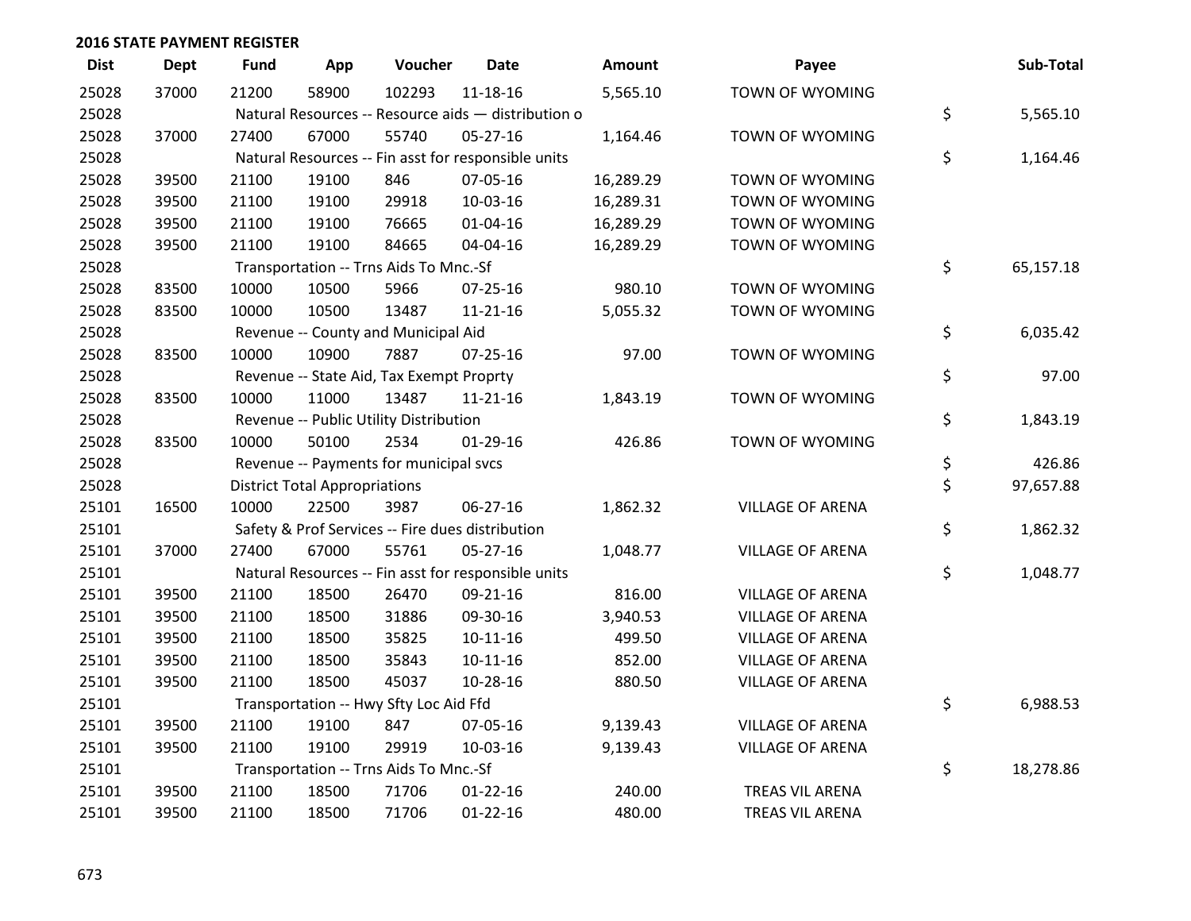## 2016 STATE PAYMENT REGISTER

| Dist | Dept | Fund | App | Voucher | Date | Amount | Payee | Sub-Total |
|---|---|---|---|---|---|---|---|---|
| 25028 | 37000 | 21200 | 58900 | 102293 | 11-18-16 | 5,565.10 | TOWN OF WYOMING | |
| 25028 | | Natural Resources -- Resource aids — distribution o | | | | | | $ 5,565.10 |
| 25028 | 37000 | 27400 | 67000 | 55740 | 05-27-16 | 1,164.46 | TOWN OF WYOMING | |
| 25028 | | Natural Resources -- Fin asst for responsible units | | | | | | $ 1,164.46 |
| 25028 | 39500 | 21100 | 19100 | 846 | 07-05-16 | 16,289.29 | TOWN OF WYOMING | |
| 25028 | 39500 | 21100 | 19100 | 29918 | 10-03-16 | 16,289.31 | TOWN OF WYOMING | |
| 25028 | 39500 | 21100 | 19100 | 76665 | 01-04-16 | 16,289.29 | TOWN OF WYOMING | |
| 25028 | 39500 | 21100 | 19100 | 84665 | 04-04-16 | 16,289.29 | TOWN OF WYOMING | |
| 25028 | | Transportation -- Trns Aids To Mnc.-Sf | | | | | | $ 65,157.18 |
| 25028 | 83500 | 10000 | 10500 | 5966 | 07-25-16 | 980.10 | TOWN OF WYOMING | |
| 25028 | 83500 | 10000 | 10500 | 13487 | 11-21-16 | 5,055.32 | TOWN OF WYOMING | |
| 25028 | | Revenue -- County and Municipal Aid | | | | | | $ 6,035.42 |
| 25028 | 83500 | 10000 | 10900 | 7887 | 07-25-16 | 97.00 | TOWN OF WYOMING | |
| 25028 | | Revenue -- State Aid, Tax Exempt Proprty | | | | | | $ 97.00 |
| 25028 | 83500 | 10000 | 11000 | 13487 | 11-21-16 | 1,843.19 | TOWN OF WYOMING | |
| 25028 | | Revenue -- Public Utility Distribution | | | | | | $ 1,843.19 |
| 25028 | 83500 | 10000 | 50100 | 2534 | 01-29-16 | 426.86 | TOWN OF WYOMING | |
| 25028 | | Revenue -- Payments for municipal svcs | | | | | | $ 426.86 |
| 25028 | | District Total Appropriations | | | | | | $ 97,657.88 |
| 25101 | 16500 | 10000 | 22500 | 3987 | 06-27-16 | 1,862.32 | VILLAGE OF ARENA | |
| 25101 | | Safety & Prof Services -- Fire dues distribution | | | | | | $ 1,862.32 |
| 25101 | 37000 | 27400 | 67000 | 55761 | 05-27-16 | 1,048.77 | VILLAGE OF ARENA | |
| 25101 | | Natural Resources -- Fin asst for responsible units | | | | | | $ 1,048.77 |
| 25101 | 39500 | 21100 | 18500 | 26470 | 09-21-16 | 816.00 | VILLAGE OF ARENA | |
| 25101 | 39500 | 21100 | 18500 | 31886 | 09-30-16 | 3,940.53 | VILLAGE OF ARENA | |
| 25101 | 39500 | 21100 | 18500 | 35825 | 10-11-16 | 499.50 | VILLAGE OF ARENA | |
| 25101 | 39500 | 21100 | 18500 | 35843 | 10-11-16 | 852.00 | VILLAGE OF ARENA | |
| 25101 | 39500 | 21100 | 18500 | 45037 | 10-28-16 | 880.50 | VILLAGE OF ARENA | |
| 25101 | | Transportation -- Hwy Sfty Loc Aid Ffd | | | | | | $ 6,988.53 |
| 25101 | 39500 | 21100 | 19100 | 847 | 07-05-16 | 9,139.43 | VILLAGE OF ARENA | |
| 25101 | 39500 | 21100 | 19100 | 29919 | 10-03-16 | 9,139.43 | VILLAGE OF ARENA | |
| 25101 | | Transportation -- Trns Aids To Mnc.-Sf | | | | | | $ 18,278.86 |
| 25101 | 39500 | 21100 | 18500 | 71706 | 01-22-16 | 240.00 | TREAS VIL ARENA | |
| 25101 | 39500 | 21100 | 18500 | 71706 | 01-22-16 | 480.00 | TREAS VIL ARENA | |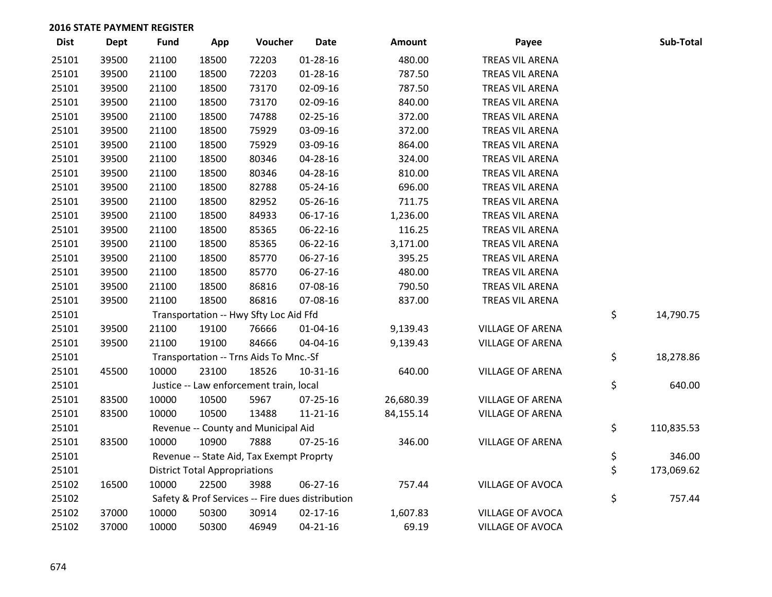## 2016 STATE PAYMENT REGISTER

| Dist | Dept | Fund | App | Voucher | Date | Amount | Payee | Sub-Total |
|---|---|---|---|---|---|---|---|---|
| 25101 | 39500 | 21100 | 18500 | 72203 | 01-28-16 | 480.00 | TREAS VIL ARENA | |
| 25101 | 39500 | 21100 | 18500 | 72203 | 01-28-16 | 787.50 | TREAS VIL ARENA | |
| 25101 | 39500 | 21100 | 18500 | 73170 | 02-09-16 | 787.50 | TREAS VIL ARENA | |
| 25101 | 39500 | 21100 | 18500 | 73170 | 02-09-16 | 840.00 | TREAS VIL ARENA | |
| 25101 | 39500 | 21100 | 18500 | 74788 | 02-25-16 | 372.00 | TREAS VIL ARENA | |
| 25101 | 39500 | 21100 | 18500 | 75929 | 03-09-16 | 372.00 | TREAS VIL ARENA | |
| 25101 | 39500 | 21100 | 18500 | 75929 | 03-09-16 | 864.00 | TREAS VIL ARENA | |
| 25101 | 39500 | 21100 | 18500 | 80346 | 04-28-16 | 324.00 | TREAS VIL ARENA | |
| 25101 | 39500 | 21100 | 18500 | 80346 | 04-28-16 | 810.00 | TREAS VIL ARENA | |
| 25101 | 39500 | 21100 | 18500 | 82788 | 05-24-16 | 696.00 | TREAS VIL ARENA | |
| 25101 | 39500 | 21100 | 18500 | 82952 | 05-26-16 | 711.75 | TREAS VIL ARENA | |
| 25101 | 39500 | 21100 | 18500 | 84933 | 06-17-16 | 1,236.00 | TREAS VIL ARENA | |
| 25101 | 39500 | 21100 | 18500 | 85365 | 06-22-16 | 116.25 | TREAS VIL ARENA | |
| 25101 | 39500 | 21100 | 18500 | 85365 | 06-22-16 | 3,171.00 | TREAS VIL ARENA | |
| 25101 | 39500 | 21100 | 18500 | 85770 | 06-27-16 | 395.25 | TREAS VIL ARENA | |
| 25101 | 39500 | 21100 | 18500 | 85770 | 06-27-16 | 480.00 | TREAS VIL ARENA | |
| 25101 | 39500 | 21100 | 18500 | 86816 | 07-08-16 | 790.50 | TREAS VIL ARENA | |
| 25101 | 39500 | 21100 | 18500 | 86816 | 07-08-16 | 837.00 | TREAS VIL ARENA | |
| 25101 | | Transportation -- Hwy Sfty Loc Aid Ffd | | | | | | $ 14,790.75 |
| 25101 | 39500 | 21100 | 19100 | 76666 | 01-04-16 | 9,139.43 | VILLAGE OF ARENA | |
| 25101 | 39500 | 21100 | 19100 | 84666 | 04-04-16 | 9,139.43 | VILLAGE OF ARENA | |
| 25101 | | Transportation -- Trns Aids To Mnc.-Sf | | | | | | $ 18,278.86 |
| 25101 | 45500 | 10000 | 23100 | 18526 | 10-31-16 | 640.00 | VILLAGE OF ARENA | |
| 25101 | | Justice -- Law enforcement train, local | | | | | | $ 640.00 |
| 25101 | 83500 | 10000 | 10500 | 5967 | 07-25-16 | 26,680.39 | VILLAGE OF ARENA | |
| 25101 | 83500 | 10000 | 10500 | 13488 | 11-21-16 | 84,155.14 | VILLAGE OF ARENA | |
| 25101 | | Revenue -- County and Municipal Aid | | | | | | $ 110,835.53 |
| 25101 | 83500 | 10000 | 10900 | 7888 | 07-25-16 | 346.00 | VILLAGE OF ARENA | |
| 25101 | | Revenue -- State Aid, Tax Exempt Proprty | | | | | | $ 346.00 |
| 25101 | | District Total Appropriations | | | | | | $ 173,069.62 |
| 25102 | 16500 | 10000 | 22500 | 3988 | 06-27-16 | 757.44 | VILLAGE OF AVOCA | |
| 25102 | | Safety & Prof Services -- Fire dues distribution | | | | | | $ 757.44 |
| 25102 | 37000 | 10000 | 50300 | 30914 | 02-17-16 | 1,607.83 | VILLAGE OF AVOCA | |
| 25102 | 37000 | 10000 | 50300 | 46949 | 04-21-16 | 69.19 | VILLAGE OF AVOCA | |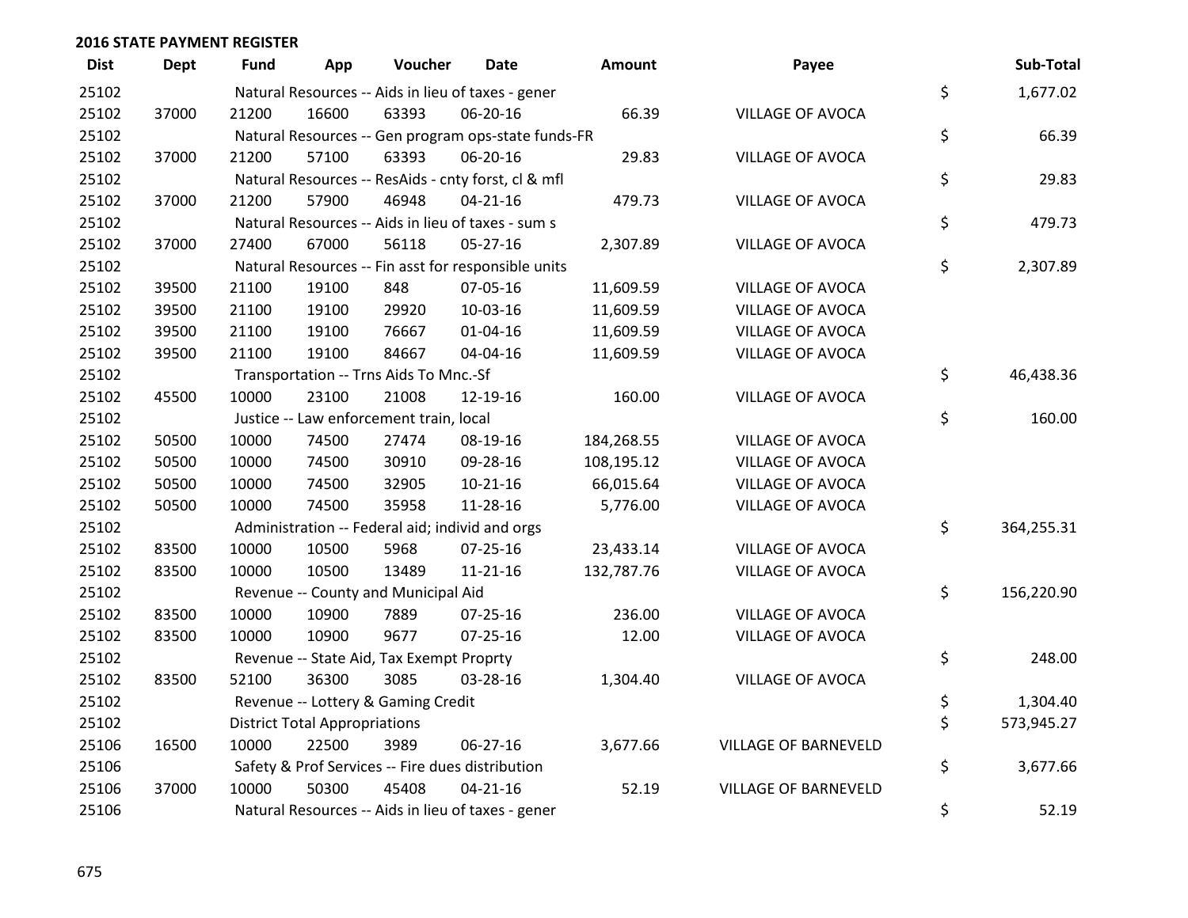## 2016 STATE PAYMENT REGISTER

| Dist | Dept | Fund | App | Voucher | Date | Amount | Payee | Sub-Total |
|---|---|---|---|---|---|---|---|---|
| 25102 | | Natural Resources -- Aids in lieu of taxes - gener | | | | | | $ 1,677.02 |
| 25102 | 37000 | 21200 | 16600 | 63393 | 06-20-16 | 66.39 | VILLAGE OF AVOCA | |
| 25102 | | Natural Resources -- Gen program ops-state funds-FR | | | | | | $ 66.39 |
| 25102 | 37000 | 21200 | 57100 | 63393 | 06-20-16 | 29.83 | VILLAGE OF AVOCA | |
| 25102 | | Natural Resources -- ResAids - cnty forst, cl & mfl | | | | | | $ 29.83 |
| 25102 | 37000 | 21200 | 57900 | 46948 | 04-21-16 | 479.73 | VILLAGE OF AVOCA | |
| 25102 | | Natural Resources -- Aids in lieu of taxes - sum s | | | | | | $ 479.73 |
| 25102 | 37000 | 27400 | 67000 | 56118 | 05-27-16 | 2,307.89 | VILLAGE OF AVOCA | |
| 25102 | | Natural Resources -- Fin asst for responsible units | | | | | | $ 2,307.89 |
| 25102 | 39500 | 21100 | 19100 | 848 | 07-05-16 | 11,609.59 | VILLAGE OF AVOCA | |
| 25102 | 39500 | 21100 | 19100 | 29920 | 10-03-16 | 11,609.59 | VILLAGE OF AVOCA | |
| 25102 | 39500 | 21100 | 19100 | 76667 | 01-04-16 | 11,609.59 | VILLAGE OF AVOCA | |
| 25102 | 39500 | 21100 | 19100 | 84667 | 04-04-16 | 11,609.59 | VILLAGE OF AVOCA | |
| 25102 | | Transportation -- Trns Aids To Mnc.-Sf | | | | | | $ 46,438.36 |
| 25102 | 45500 | 10000 | 23100 | 21008 | 12-19-16 | 160.00 | VILLAGE OF AVOCA | |
| 25102 | | Justice -- Law enforcement train, local | | | | | | $ 160.00 |
| 25102 | 50500 | 10000 | 74500 | 27474 | 08-19-16 | 184,268.55 | VILLAGE OF AVOCA | |
| 25102 | 50500 | 10000 | 74500 | 30910 | 09-28-16 | 108,195.12 | VILLAGE OF AVOCA | |
| 25102 | 50500 | 10000 | 74500 | 32905 | 10-21-16 | 66,015.64 | VILLAGE OF AVOCA | |
| 25102 | 50500 | 10000 | 74500 | 35958 | 11-28-16 | 5,776.00 | VILLAGE OF AVOCA | |
| 25102 | | Administration -- Federal aid; individ and orgs | | | | | | $ 364,255.31 |
| 25102 | 83500 | 10000 | 10500 | 5968 | 07-25-16 | 23,433.14 | VILLAGE OF AVOCA | |
| 25102 | 83500 | 10000 | 10500 | 13489 | 11-21-16 | 132,787.76 | VILLAGE OF AVOCA | |
| 25102 | | Revenue -- County and Municipal Aid | | | | | | $ 156,220.90 |
| 25102 | 83500 | 10000 | 10900 | 7889 | 07-25-16 | 236.00 | VILLAGE OF AVOCA | |
| 25102 | 83500 | 10000 | 10900 | 9677 | 07-25-16 | 12.00 | VILLAGE OF AVOCA | |
| 25102 | | Revenue -- State Aid, Tax Exempt Proprty | | | | | | $ 248.00 |
| 25102 | 83500 | 52100 | 36300 | 3085 | 03-28-16 | 1,304.40 | VILLAGE OF AVOCA | |
| 25102 | | Revenue -- Lottery & Gaming Credit | | | | | | $ 1,304.40 |
| 25102 | | District Total Appropriations | | | | | | $ 573,945.27 |
| 25106 | 16500 | 10000 | 22500 | 3989 | 06-27-16 | 3,677.66 | VILLAGE OF BARNEVELD | |
| 25106 | | Safety & Prof Services -- Fire dues distribution | | | | | | $ 3,677.66 |
| 25106 | 37000 | 10000 | 50300 | 45408 | 04-21-16 | 52.19 | VILLAGE OF BARNEVELD | |
| 25106 | | Natural Resources -- Aids in lieu of taxes - gener | | | | | | $ 52.19 |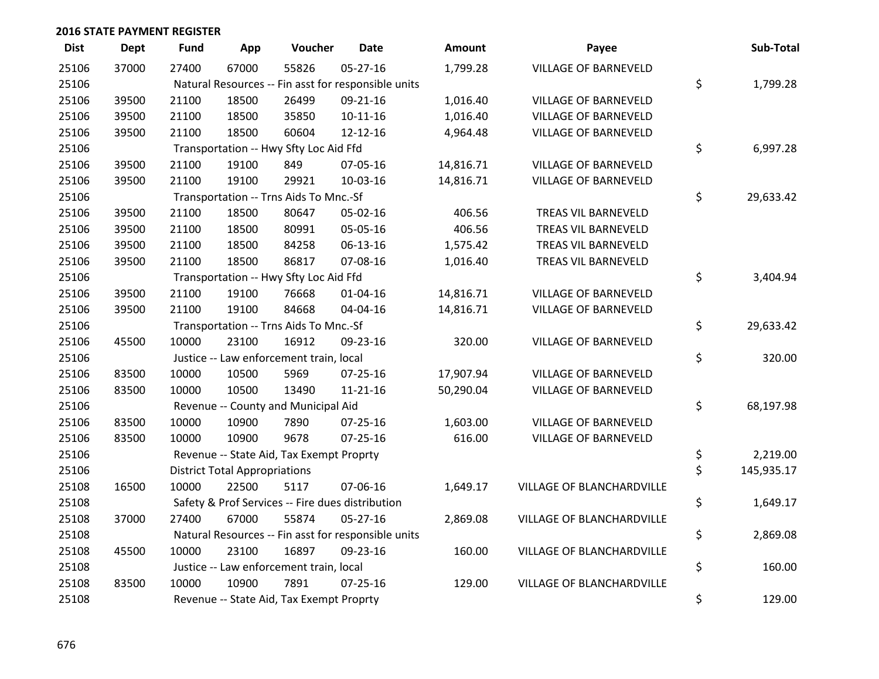## 2016 STATE PAYMENT REGISTER

| Dist | Dept | Fund | App | Voucher | Date | Amount | Payee | Sub-Total |
|---|---|---|---|---|---|---|---|---|
| 25106 | 37000 | 27400 | 67000 | 55826 | 05-27-16 | 1,799.28 | VILLAGE OF BARNEVELD | |
| 25106 | | Natural Resources -- Fin asst for responsible units | | | | | | $ 1,799.28 |
| 25106 | 39500 | 21100 | 18500 | 26499 | 09-21-16 | 1,016.40 | VILLAGE OF BARNEVELD | |
| 25106 | 39500 | 21100 | 18500 | 35850 | 10-11-16 | 1,016.40 | VILLAGE OF BARNEVELD | |
| 25106 | 39500 | 21100 | 18500 | 60604 | 12-12-16 | 4,964.48 | VILLAGE OF BARNEVELD | |
| 25106 | | Transportation -- Hwy Sfty Loc Aid Ffd | | | | | | $ 6,997.28 |
| 25106 | 39500 | 21100 | 19100 | 849 | 07-05-16 | 14,816.71 | VILLAGE OF BARNEVELD | |
| 25106 | 39500 | 21100 | 19100 | 29921 | 10-03-16 | 14,816.71 | VILLAGE OF BARNEVELD | |
| 25106 | | Transportation -- Trns Aids To Mnc.-Sf | | | | | | $ 29,633.42 |
| 25106 | 39500 | 21100 | 18500 | 80647 | 05-02-16 | 406.56 | TREAS VIL BARNEVELD | |
| 25106 | 39500 | 21100 | 18500 | 80991 | 05-05-16 | 406.56 | TREAS VIL BARNEVELD | |
| 25106 | 39500 | 21100 | 18500 | 84258 | 06-13-16 | 1,575.42 | TREAS VIL BARNEVELD | |
| 25106 | 39500 | 21100 | 18500 | 86817 | 07-08-16 | 1,016.40 | TREAS VIL BARNEVELD | |
| 25106 | | Transportation -- Hwy Sfty Loc Aid Ffd | | | | | | $ 3,404.94 |
| 25106 | 39500 | 21100 | 19100 | 76668 | 01-04-16 | 14,816.71 | VILLAGE OF BARNEVELD | |
| 25106 | 39500 | 21100 | 19100 | 84668 | 04-04-16 | 14,816.71 | VILLAGE OF BARNEVELD | |
| 25106 | | Transportation -- Trns Aids To Mnc.-Sf | | | | | | $ 29,633.42 |
| 25106 | 45500 | 10000 | 23100 | 16912 | 09-23-16 | 320.00 | VILLAGE OF BARNEVELD | |
| 25106 | | Justice -- Law enforcement train, local | | | | | | $ 320.00 |
| 25106 | 83500 | 10000 | 10500 | 5969 | 07-25-16 | 17,907.94 | VILLAGE OF BARNEVELD | |
| 25106 | 83500 | 10000 | 10500 | 13490 | 11-21-16 | 50,290.04 | VILLAGE OF BARNEVELD | |
| 25106 | | Revenue -- County and Municipal Aid | | | | | | $ 68,197.98 |
| 25106 | 83500 | 10000 | 10900 | 7890 | 07-25-16 | 1,603.00 | VILLAGE OF BARNEVELD | |
| 25106 | 83500 | 10000 | 10900 | 9678 | 07-25-16 | 616.00 | VILLAGE OF BARNEVELD | |
| 25106 | | Revenue -- State Aid, Tax Exempt Proprty | | | | | | $ 2,219.00 |
| 25106 | | District Total Appropriations | | | | | | $ 145,935.17 |
| 25108 | 16500 | 10000 | 22500 | 5117 | 07-06-16 | 1,649.17 | VILLAGE OF BLANCHARDVILLE | |
| 25108 | | Safety & Prof Services -- Fire dues distribution | | | | | | $ 1,649.17 |
| 25108 | 37000 | 27400 | 67000 | 55874 | 05-27-16 | 2,869.08 | VILLAGE OF BLANCHARDVILLE | |
| 25108 | | Natural Resources -- Fin asst for responsible units | | | | | | $ 2,869.08 |
| 25108 | 45500 | 10000 | 23100 | 16897 | 09-23-16 | 160.00 | VILLAGE OF BLANCHARDVILLE | |
| 25108 | | Justice -- Law enforcement train, local | | | | | | $ 160.00 |
| 25108 | 83500 | 10000 | 10900 | 7891 | 07-25-16 | 129.00 | VILLAGE OF BLANCHARDVILLE | |
| 25108 | | Revenue -- State Aid, Tax Exempt Proprty | | | | | | $ 129.00 |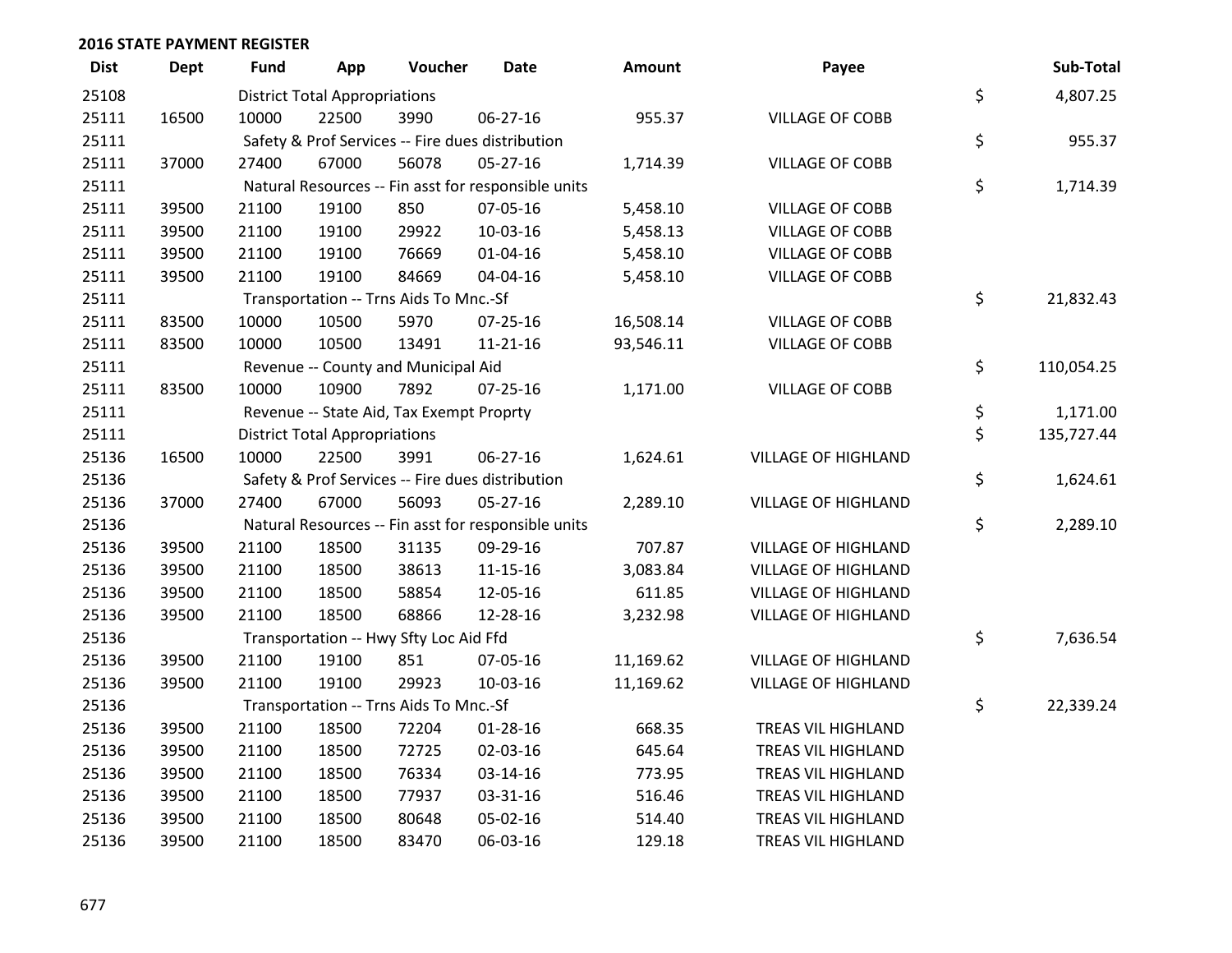## 2016 STATE PAYMENT REGISTER

| Dist | Dept | Fund | App | Voucher | Date | Amount | Payee | | Sub-Total |
|---|---|---|---|---|---|---|---|---|---|
| 25108 | | District Total Appropriations | | | | | | $ | 4,807.25 |
| 25111 | 16500 | 10000 | 22500 | 3990 | 06-27-16 | 955.37 | VILLAGE OF COBB | | |
| 25111 | | Safety & Prof Services -- Fire dues distribution | | | | | | $ | 955.37 |
| 25111 | 37000 | 27400 | 67000 | 56078 | 05-27-16 | 1,714.39 | VILLAGE OF COBB | | |
| 25111 | | Natural Resources -- Fin asst for responsible units | | | | | | $ | 1,714.39 |
| 25111 | 39500 | 21100 | 19100 | 850 | 07-05-16 | 5,458.10 | VILLAGE OF COBB | | |
| 25111 | 39500 | 21100 | 19100 | 29922 | 10-03-16 | 5,458.13 | VILLAGE OF COBB | | |
| 25111 | 39500 | 21100 | 19100 | 76669 | 01-04-16 | 5,458.10 | VILLAGE OF COBB | | |
| 25111 | 39500 | 21100 | 19100 | 84669 | 04-04-16 | 5,458.10 | VILLAGE OF COBB | | |
| 25111 | | Transportation -- Trns Aids To Mnc.-Sf | | | | | | $ | 21,832.43 |
| 25111 | 83500 | 10000 | 10500 | 5970 | 07-25-16 | 16,508.14 | VILLAGE OF COBB | | |
| 25111 | 83500 | 10000 | 10500 | 13491 | 11-21-16 | 93,546.11 | VILLAGE OF COBB | | |
| 25111 | | Revenue -- County and Municipal Aid | | | | | | $ | 110,054.25 |
| 25111 | 83500 | 10000 | 10900 | 7892 | 07-25-16 | 1,171.00 | VILLAGE OF COBB | | |
| 25111 | | Revenue -- State Aid, Tax Exempt Proprty | | | | | | $ | 1,171.00 |
| 25111 | | District Total Appropriations | | | | | | $ | 135,727.44 |
| 25136 | 16500 | 10000 | 22500 | 3991 | 06-27-16 | 1,624.61 | VILLAGE OF HIGHLAND | | |
| 25136 | | Safety & Prof Services -- Fire dues distribution | | | | | | $ | 1,624.61 |
| 25136 | 37000 | 27400 | 67000 | 56093 | 05-27-16 | 2,289.10 | VILLAGE OF HIGHLAND | | |
| 25136 | | Natural Resources -- Fin asst for responsible units | | | | | | $ | 2,289.10 |
| 25136 | 39500 | 21100 | 18500 | 31135 | 09-29-16 | 707.87 | VILLAGE OF HIGHLAND | | |
| 25136 | 39500 | 21100 | 18500 | 38613 | 11-15-16 | 3,083.84 | VILLAGE OF HIGHLAND | | |
| 25136 | 39500 | 21100 | 18500 | 58854 | 12-05-16 | 611.85 | VILLAGE OF HIGHLAND | | |
| 25136 | 39500 | 21100 | 18500 | 68866 | 12-28-16 | 3,232.98 | VILLAGE OF HIGHLAND | | |
| 25136 | | Transportation -- Hwy Sfty Loc Aid Ffd | | | | | | $ | 7,636.54 |
| 25136 | 39500 | 21100 | 19100 | 851 | 07-05-16 | 11,169.62 | VILLAGE OF HIGHLAND | | |
| 25136 | 39500 | 21100 | 19100 | 29923 | 10-03-16 | 11,169.62 | VILLAGE OF HIGHLAND | | |
| 25136 | | Transportation -- Trns Aids To Mnc.-Sf | | | | | | $ | 22,339.24 |
| 25136 | 39500 | 21100 | 18500 | 72204 | 01-28-16 | 668.35 | TREAS VIL HIGHLAND | | |
| 25136 | 39500 | 21100 | 18500 | 72725 | 02-03-16 | 645.64 | TREAS VIL HIGHLAND | | |
| 25136 | 39500 | 21100 | 18500 | 76334 | 03-14-16 | 773.95 | TREAS VIL HIGHLAND | | |
| 25136 | 39500 | 21100 | 18500 | 77937 | 03-31-16 | 516.46 | TREAS VIL HIGHLAND | | |
| 25136 | 39500 | 21100 | 18500 | 80648 | 05-02-16 | 514.40 | TREAS VIL HIGHLAND | | |
| 25136 | 39500 | 21100 | 18500 | 83470 | 06-03-16 | 129.18 | TREAS VIL HIGHLAND | | |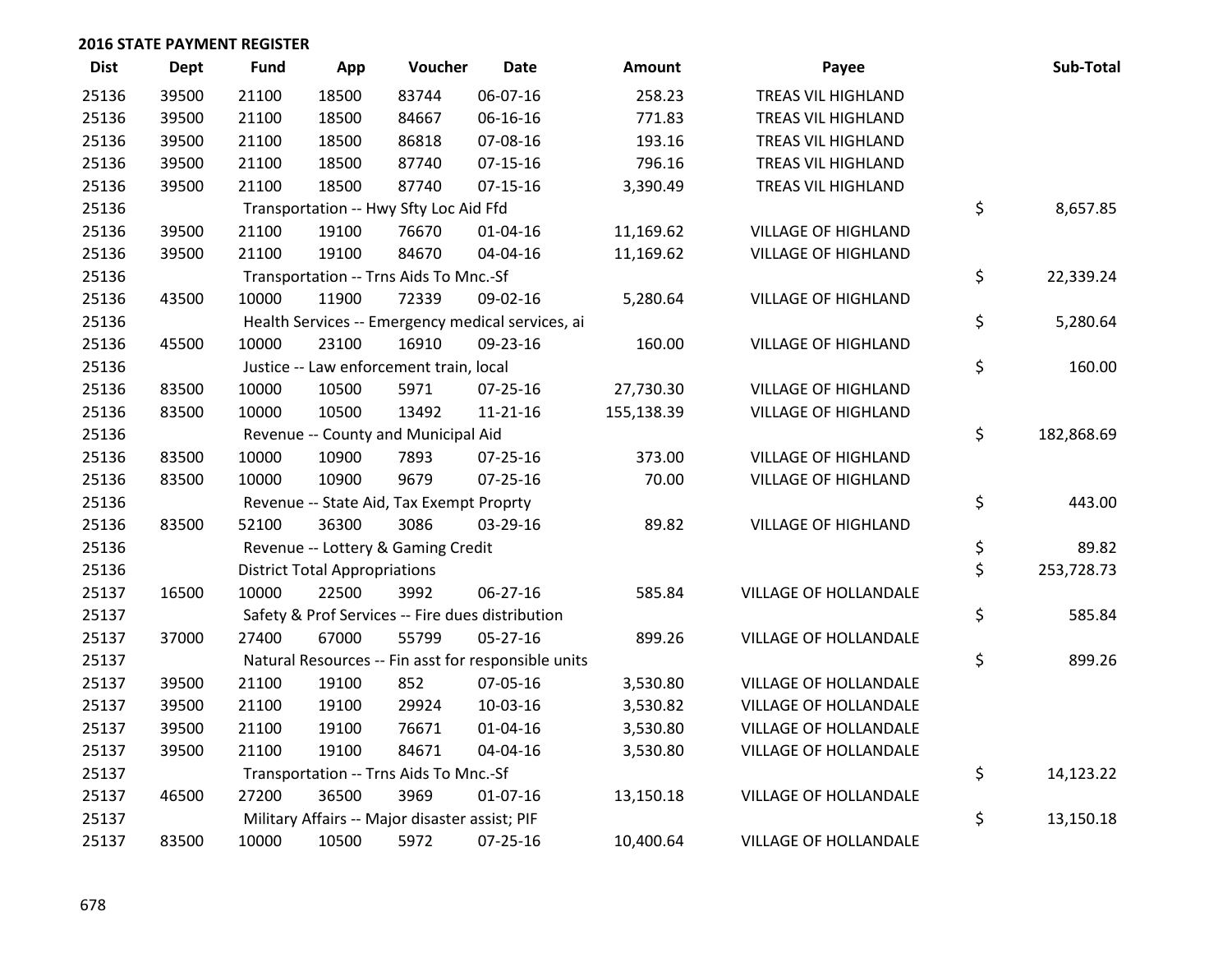## 2016 STATE PAYMENT REGISTER

| Dist | Dept | Fund | App | Voucher | Date | Amount | Payee | Sub-Total |
|---|---|---|---|---|---|---|---|---|
| 25136 | 39500 | 21100 | 18500 | 83744 | 06-07-16 | 258.23 | TREAS VIL HIGHLAND | |
| 25136 | 39500 | 21100 | 18500 | 84667 | 06-16-16 | 771.83 | TREAS VIL HIGHLAND | |
| 25136 | 39500 | 21100 | 18500 | 86818 | 07-08-16 | 193.16 | TREAS VIL HIGHLAND | |
| 25136 | 39500 | 21100 | 18500 | 87740 | 07-15-16 | 796.16 | TREAS VIL HIGHLAND | |
| 25136 | 39500 | 21100 | 18500 | 87740 | 07-15-16 | 3,390.49 | TREAS VIL HIGHLAND | |
| 25136 | | Transportation -- Hwy Sfty Loc Aid Ffd | | | | | | $ 8,657.85 |
| 25136 | 39500 | 21100 | 19100 | 76670 | 01-04-16 | 11,169.62 | VILLAGE OF HIGHLAND | |
| 25136 | 39500 | 21100 | 19100 | 84670 | 04-04-16 | 11,169.62 | VILLAGE OF HIGHLAND | |
| 25136 | | Transportation -- Trns Aids To Mnc.-Sf | | | | | | $ 22,339.24 |
| 25136 | 43500 | 10000 | 11900 | 72339 | 09-02-16 | 5,280.64 | VILLAGE OF HIGHLAND | |
| 25136 | | Health Services -- Emergency medical services, ai | | | | | | $ 5,280.64 |
| 25136 | 45500 | 10000 | 23100 | 16910 | 09-23-16 | 160.00 | VILLAGE OF HIGHLAND | |
| 25136 | | Justice -- Law enforcement train, local | | | | | | $ 160.00 |
| 25136 | 83500 | 10000 | 10500 | 5971 | 07-25-16 | 27,730.30 | VILLAGE OF HIGHLAND | |
| 25136 | 83500 | 10000 | 10500 | 13492 | 11-21-16 | 155,138.39 | VILLAGE OF HIGHLAND | |
| 25136 | | Revenue -- County and Municipal Aid | | | | | | $ 182,868.69 |
| 25136 | 83500 | 10000 | 10900 | 7893 | 07-25-16 | 373.00 | VILLAGE OF HIGHLAND | |
| 25136 | 83500 | 10000 | 10900 | 9679 | 07-25-16 | 70.00 | VILLAGE OF HIGHLAND | |
| 25136 | | Revenue -- State Aid, Tax Exempt Proprty | | | | | | $ 443.00 |
| 25136 | 83500 | 52100 | 36300 | 3086 | 03-29-16 | 89.82 | VILLAGE OF HIGHLAND | |
| 25136 | | Revenue -- Lottery & Gaming Credit | | | | | | $ 89.82 |
| 25136 | | District Total Appropriations | | | | | | $ 253,728.73 |
| 25137 | 16500 | 10000 | 22500 | 3992 | 06-27-16 | 585.84 | VILLAGE OF HOLLANDALE | |
| 25137 | | Safety & Prof Services -- Fire dues distribution | | | | | | $ 585.84 |
| 25137 | 37000 | 27400 | 67000 | 55799 | 05-27-16 | 899.26 | VILLAGE OF HOLLANDALE | |
| 25137 | | Natural Resources -- Fin asst for responsible units | | | | | | $ 899.26 |
| 25137 | 39500 | 21100 | 19100 | 852 | 07-05-16 | 3,530.80 | VILLAGE OF HOLLANDALE | |
| 25137 | 39500 | 21100 | 19100 | 29924 | 10-03-16 | 3,530.82 | VILLAGE OF HOLLANDALE | |
| 25137 | 39500 | 21100 | 19100 | 76671 | 01-04-16 | 3,530.80 | VILLAGE OF HOLLANDALE | |
| 25137 | 39500 | 21100 | 19100 | 84671 | 04-04-16 | 3,530.80 | VILLAGE OF HOLLANDALE | |
| 25137 | | Transportation -- Trns Aids To Mnc.-Sf | | | | | | $ 14,123.22 |
| 25137 | 46500 | 27200 | 36500 | 3969 | 01-07-16 | 13,150.18 | VILLAGE OF HOLLANDALE | |
| 25137 | | Military Affairs -- Major disaster assist; PIF | | | | | | $ 13,150.18 |
| 25137 | 83500 | 10000 | 10500 | 5972 | 07-25-16 | 10,400.64 | VILLAGE OF HOLLANDALE | |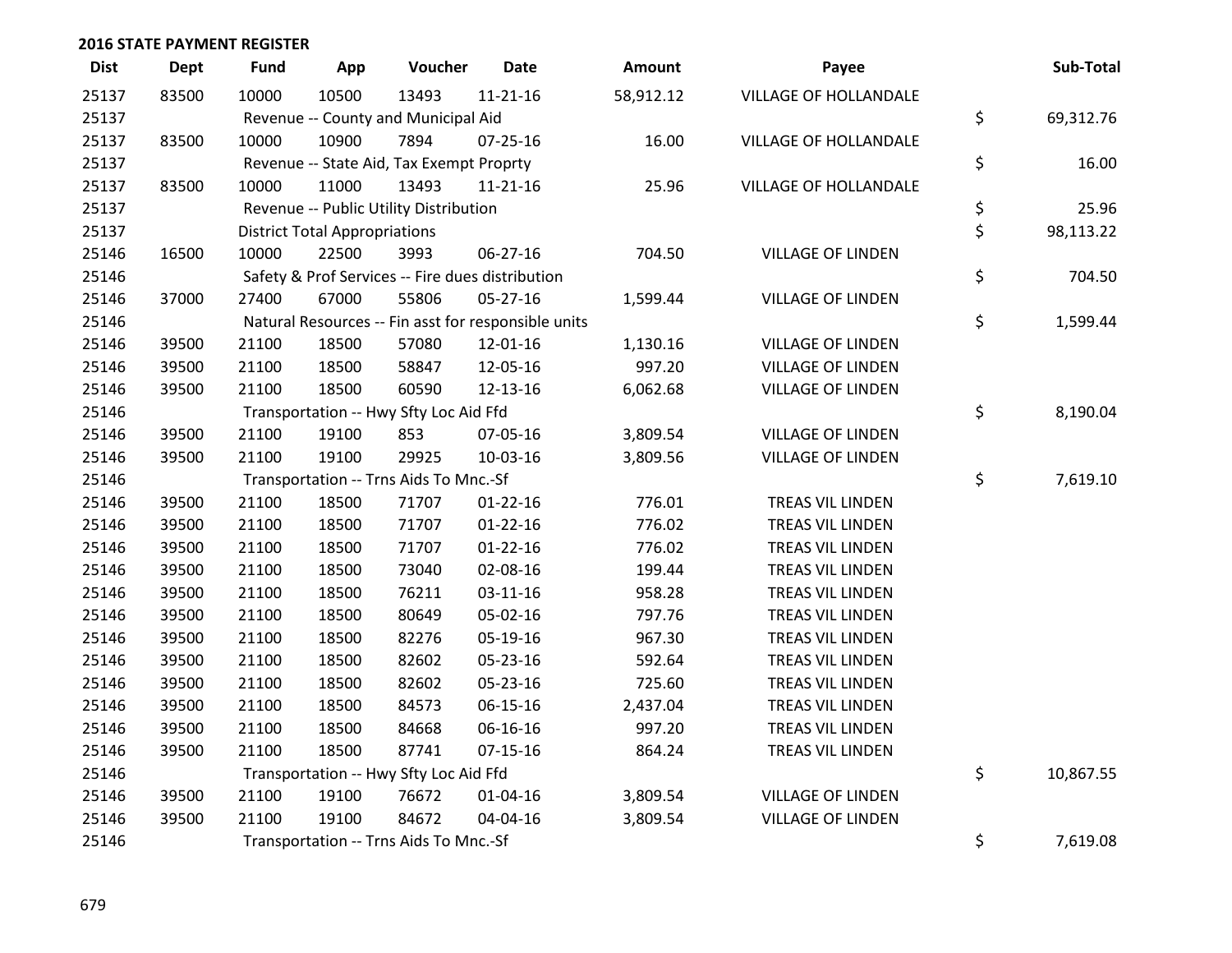## 2016 STATE PAYMENT REGISTER

| Dist | Dept | Fund | App | Voucher | Date | Amount | Payee | Sub-Total |
|---|---|---|---|---|---|---|---|---|
| 25137 | 83500 | 10000 | 10500 | 13493 | 11-21-16 | 58,912.12 | VILLAGE OF HOLLANDALE | |
| 25137 | | Revenue -- County and Municipal Aid | | | | | | $ 69,312.76 |
| 25137 | 83500 | 10000 | 10900 | 7894 | 07-25-16 | 16.00 | VILLAGE OF HOLLANDALE | |
| 25137 | | Revenue -- State Aid, Tax Exempt Proprty | | | | | | $ 16.00 |
| 25137 | 83500 | 10000 | 11000 | 13493 | 11-21-16 | 25.96 | VILLAGE OF HOLLANDALE | |
| 25137 | | Revenue -- Public Utility Distribution | | | | | | $ 25.96 |
| 25137 | | District Total Appropriations | | | | | | $ 98,113.22 |
| 25146 | 16500 | 10000 | 22500 | 3993 | 06-27-16 | 704.50 | VILLAGE OF LINDEN | |
| 25146 | | Safety & Prof Services -- Fire dues distribution | | | | | | $ 704.50 |
| 25146 | 37000 | 27400 | 67000 | 55806 | 05-27-16 | 1,599.44 | VILLAGE OF LINDEN | |
| 25146 | | Natural Resources -- Fin asst for responsible units | | | | | | $ 1,599.44 |
| 25146 | 39500 | 21100 | 18500 | 57080 | 12-01-16 | 1,130.16 | VILLAGE OF LINDEN | |
| 25146 | 39500 | 21100 | 18500 | 58847 | 12-05-16 | 997.20 | VILLAGE OF LINDEN | |
| 25146 | 39500 | 21100 | 18500 | 60590 | 12-13-16 | 6,062.68 | VILLAGE OF LINDEN | |
| 25146 | | Transportation -- Hwy Sfty Loc Aid Ffd | | | | | | $ 8,190.04 |
| 25146 | 39500 | 21100 | 19100 | 853 | 07-05-16 | 3,809.54 | VILLAGE OF LINDEN | |
| 25146 | 39500 | 21100 | 19100 | 29925 | 10-03-16 | 3,809.56 | VILLAGE OF LINDEN | |
| 25146 | | Transportation -- Trns Aids To Mnc.-Sf | | | | | | $ 7,619.10 |
| 25146 | 39500 | 21100 | 18500 | 71707 | 01-22-16 | 776.01 | TREAS VIL LINDEN | |
| 25146 | 39500 | 21100 | 18500 | 71707 | 01-22-16 | 776.02 | TREAS VIL LINDEN | |
| 25146 | 39500 | 21100 | 18500 | 71707 | 01-22-16 | 776.02 | TREAS VIL LINDEN | |
| 25146 | 39500 | 21100 | 18500 | 73040 | 02-08-16 | 199.44 | TREAS VIL LINDEN | |
| 25146 | 39500 | 21100 | 18500 | 76211 | 03-11-16 | 958.28 | TREAS VIL LINDEN | |
| 25146 | 39500 | 21100 | 18500 | 80649 | 05-02-16 | 797.76 | TREAS VIL LINDEN | |
| 25146 | 39500 | 21100 | 18500 | 82276 | 05-19-16 | 967.30 | TREAS VIL LINDEN | |
| 25146 | 39500 | 21100 | 18500 | 82602 | 05-23-16 | 592.64 | TREAS VIL LINDEN | |
| 25146 | 39500 | 21100 | 18500 | 82602 | 05-23-16 | 725.60 | TREAS VIL LINDEN | |
| 25146 | 39500 | 21100 | 18500 | 84573 | 06-15-16 | 2,437.04 | TREAS VIL LINDEN | |
| 25146 | 39500 | 21100 | 18500 | 84668 | 06-16-16 | 997.20 | TREAS VIL LINDEN | |
| 25146 | 39500 | 21100 | 18500 | 87741 | 07-15-16 | 864.24 | TREAS VIL LINDEN | |
| 25146 | | Transportation -- Hwy Sfty Loc Aid Ffd | | | | | | $ 10,867.55 |
| 25146 | 39500 | 21100 | 19100 | 76672 | 01-04-16 | 3,809.54 | VILLAGE OF LINDEN | |
| 25146 | 39500 | 21100 | 19100 | 84672 | 04-04-16 | 3,809.54 | VILLAGE OF LINDEN | |
| 25146 | | Transportation -- Trns Aids To Mnc.-Sf | | | | | | $ 7,619.08 |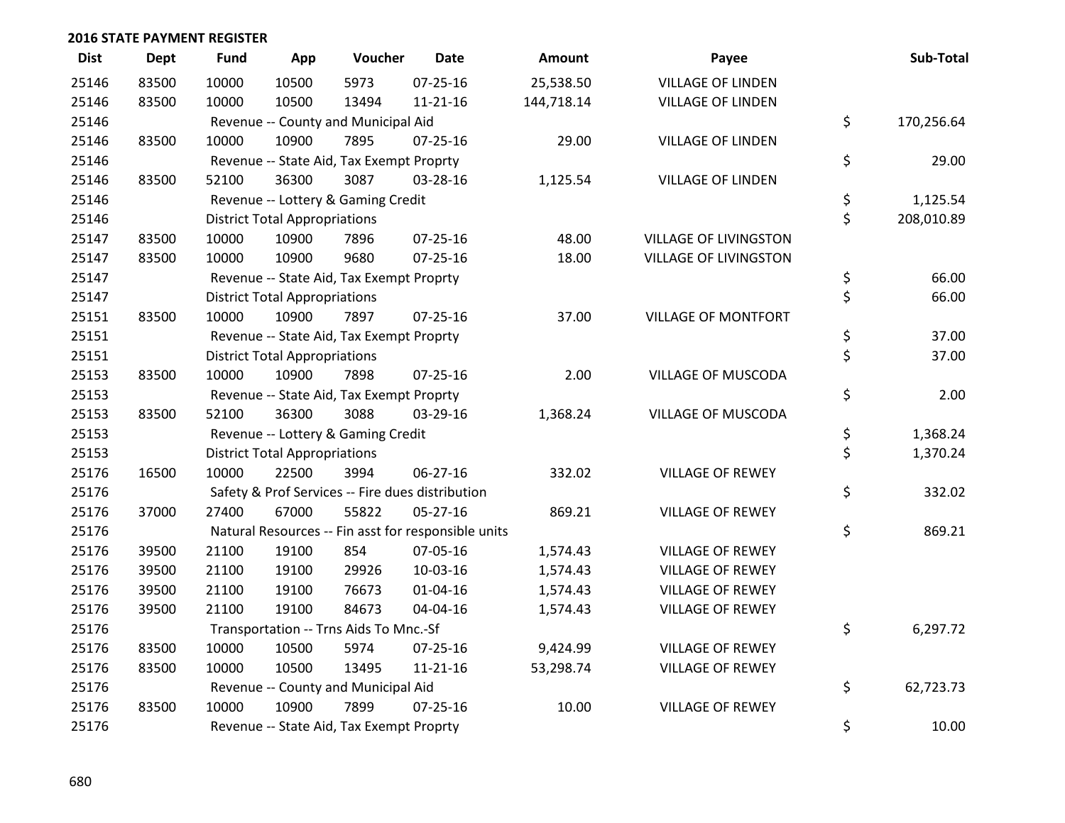## 2016 STATE PAYMENT REGISTER

| Dist | Dept | Fund | App | Voucher | Date | Amount | Payee | Sub-Total |
|---|---|---|---|---|---|---|---|---|
| 25146 | 83500 | 10000 | 10500 | 5973 | 07-25-16 | 25,538.50 | VILLAGE OF LINDEN | |
| 25146 | 83500 | 10000 | 10500 | 13494 | 11-21-16 | 144,718.14 | VILLAGE OF LINDEN | |
| 25146 | | Revenue -- County and Municipal Aid | | | | | | $ 170,256.64 |
| 25146 | 83500 | 10000 | 10900 | 7895 | 07-25-16 | 29.00 | VILLAGE OF LINDEN | |
| 25146 | | Revenue -- State Aid, Tax Exempt Proprty | | | | | | $ 29.00 |
| 25146 | 83500 | 52100 | 36300 | 3087 | 03-28-16 | 1,125.54 | VILLAGE OF LINDEN | |
| 25146 | | Revenue -- Lottery & Gaming Credit | | | | | | $ 1,125.54 |
| 25146 | | District Total Appropriations | | | | | | $ 208,010.89 |
| 25147 | 83500 | 10000 | 10900 | 7896 | 07-25-16 | 48.00 | VILLAGE OF LIVINGSTON | |
| 25147 | 83500 | 10000 | 10900 | 9680 | 07-25-16 | 18.00 | VILLAGE OF LIVINGSTON | |
| 25147 | | Revenue -- State Aid, Tax Exempt Proprty | | | | | | $ 66.00 |
| 25147 | | District Total Appropriations | | | | | | $ 66.00 |
| 25151 | 83500 | 10000 | 10900 | 7897 | 07-25-16 | 37.00 | VILLAGE OF MONTFORT | |
| 25151 | | Revenue -- State Aid, Tax Exempt Proprty | | | | | | $ 37.00 |
| 25151 | | District Total Appropriations | | | | | | $ 37.00 |
| 25153 | 83500 | 10000 | 10900 | 7898 | 07-25-16 | 2.00 | VILLAGE OF MUSCODA | |
| 25153 | | Revenue -- State Aid, Tax Exempt Proprty | | | | | | $ 2.00 |
| 25153 | 83500 | 52100 | 36300 | 3088 | 03-29-16 | 1,368.24 | VILLAGE OF MUSCODA | |
| 25153 | | Revenue -- Lottery & Gaming Credit | | | | | | $ 1,368.24 |
| 25153 | | District Total Appropriations | | | | | | $ 1,370.24 |
| 25176 | 16500 | 10000 | 22500 | 3994 | 06-27-16 | 332.02 | VILLAGE OF REWEY | |
| 25176 | | Safety & Prof Services -- Fire dues distribution | | | | | | $ 332.02 |
| 25176 | 37000 | 27400 | 67000 | 55822 | 05-27-16 | 869.21 | VILLAGE OF REWEY | |
| 25176 | | Natural Resources -- Fin asst for responsible units | | | | | | $ 869.21 |
| 25176 | 39500 | 21100 | 19100 | 854 | 07-05-16 | 1,574.43 | VILLAGE OF REWEY | |
| 25176 | 39500 | 21100 | 19100 | 29926 | 10-03-16 | 1,574.43 | VILLAGE OF REWEY | |
| 25176 | 39500 | 21100 | 19100 | 76673 | 01-04-16 | 1,574.43 | VILLAGE OF REWEY | |
| 25176 | 39500 | 21100 | 19100 | 84673 | 04-04-16 | 1,574.43 | VILLAGE OF REWEY | |
| 25176 | | Transportation -- Trns Aids To Mnc.-Sf | | | | | | $ 6,297.72 |
| 25176 | 83500 | 10000 | 10500 | 5974 | 07-25-16 | 9,424.99 | VILLAGE OF REWEY | |
| 25176 | 83500 | 10000 | 10500 | 13495 | 11-21-16 | 53,298.74 | VILLAGE OF REWEY | |
| 25176 | | Revenue -- County and Municipal Aid | | | | | | $ 62,723.73 |
| 25176 | 83500 | 10000 | 10900 | 7899 | 07-25-16 | 10.00 | VILLAGE OF REWEY | |
| 25176 | | Revenue -- State Aid, Tax Exempt Proprty | | | | | | $ 10.00 |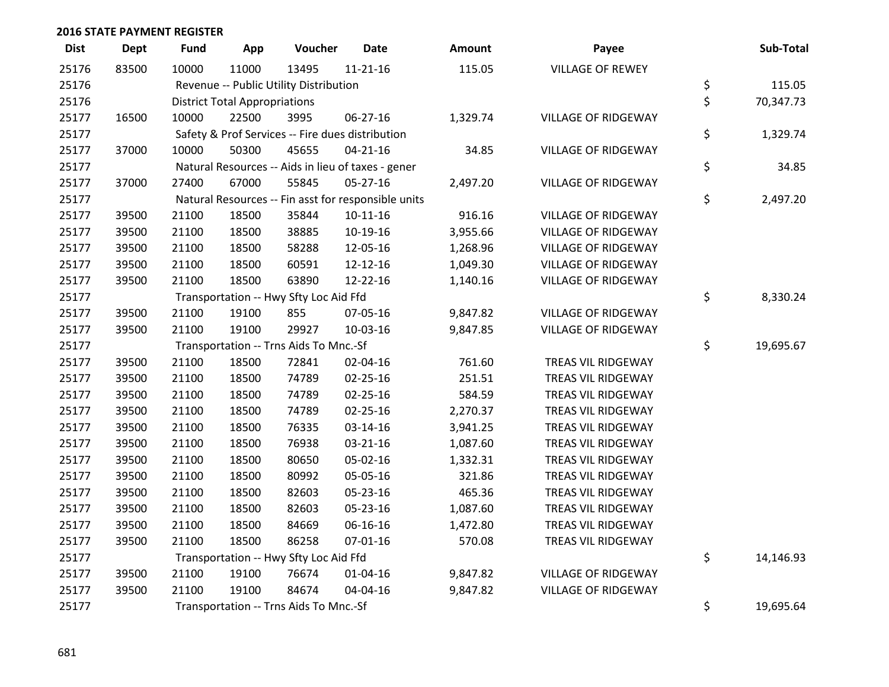## 2016 STATE PAYMENT REGISTER

| Dist | Dept | Fund | App | Voucher | Date | Amount | Payee | Sub-Total |
|---|---|---|---|---|---|---|---|---|
| 25176 | 83500 | 10000 | 11000 | 13495 | 11-21-16 | 115.05 | VILLAGE OF REWEY | |
| 25176 | | Revenue -- Public Utility Distribution | | | | | | $ 115.05 |
| 25176 | | District Total Appropriations | | | | | | $ 70,347.73 |
| 25177 | 16500 | 10000 | 22500 | 3995 | 06-27-16 | 1,329.74 | VILLAGE OF RIDGEWAY | |
| 25177 | | Safety & Prof Services -- Fire dues distribution | | | | | | $ 1,329.74 |
| 25177 | 37000 | 10000 | 50300 | 45655 | 04-21-16 | 34.85 | VILLAGE OF RIDGEWAY | |
| 25177 | | Natural Resources -- Aids in lieu of taxes - gener | | | | | | $ 34.85 |
| 25177 | 37000 | 27400 | 67000 | 55845 | 05-27-16 | 2,497.20 | VILLAGE OF RIDGEWAY | |
| 25177 | | Natural Resources -- Fin asst for responsible units | | | | | | $ 2,497.20 |
| 25177 | 39500 | 21100 | 18500 | 35844 | 10-11-16 | 916.16 | VILLAGE OF RIDGEWAY | |
| 25177 | 39500 | 21100 | 18500 | 38885 | 10-19-16 | 3,955.66 | VILLAGE OF RIDGEWAY | |
| 25177 | 39500 | 21100 | 18500 | 58288 | 12-05-16 | 1,268.96 | VILLAGE OF RIDGEWAY | |
| 25177 | 39500 | 21100 | 18500 | 60591 | 12-12-16 | 1,049.30 | VILLAGE OF RIDGEWAY | |
| 25177 | 39500 | 21100 | 18500 | 63890 | 12-22-16 | 1,140.16 | VILLAGE OF RIDGEWAY | |
| 25177 | | Transportation -- Hwy Sfty Loc Aid Ffd | | | | | | $ 8,330.24 |
| 25177 | 39500 | 21100 | 19100 | 855 | 07-05-16 | 9,847.82 | VILLAGE OF RIDGEWAY | |
| 25177 | 39500 | 21100 | 19100 | 29927 | 10-03-16 | 9,847.85 | VILLAGE OF RIDGEWAY | |
| 25177 | | Transportation -- Trns Aids To Mnc.-Sf | | | | | | $ 19,695.67 |
| 25177 | 39500 | 21100 | 18500 | 72841 | 02-04-16 | 761.60 | TREAS VIL RIDGEWAY | |
| 25177 | 39500 | 21100 | 18500 | 74789 | 02-25-16 | 251.51 | TREAS VIL RIDGEWAY | |
| 25177 | 39500 | 21100 | 18500 | 74789 | 02-25-16 | 584.59 | TREAS VIL RIDGEWAY | |
| 25177 | 39500 | 21100 | 18500 | 74789 | 02-25-16 | 2,270.37 | TREAS VIL RIDGEWAY | |
| 25177 | 39500 | 21100 | 18500 | 76335 | 03-14-16 | 3,941.25 | TREAS VIL RIDGEWAY | |
| 25177 | 39500 | 21100 | 18500 | 76938 | 03-21-16 | 1,087.60 | TREAS VIL RIDGEWAY | |
| 25177 | 39500 | 21100 | 18500 | 80650 | 05-02-16 | 1,332.31 | TREAS VIL RIDGEWAY | |
| 25177 | 39500 | 21100 | 18500 | 80992 | 05-05-16 | 321.86 | TREAS VIL RIDGEWAY | |
| 25177 | 39500 | 21100 | 18500 | 82603 | 05-23-16 | 465.36 | TREAS VIL RIDGEWAY | |
| 25177 | 39500 | 21100 | 18500 | 82603 | 05-23-16 | 1,087.60 | TREAS VIL RIDGEWAY | |
| 25177 | 39500 | 21100 | 18500 | 84669 | 06-16-16 | 1,472.80 | TREAS VIL RIDGEWAY | |
| 25177 | 39500 | 21100 | 18500 | 86258 | 07-01-16 | 570.08 | TREAS VIL RIDGEWAY | |
| 25177 | | Transportation -- Hwy Sfty Loc Aid Ffd | | | | | | $ 14,146.93 |
| 25177 | 39500 | 21100 | 19100 | 76674 | 01-04-16 | 9,847.82 | VILLAGE OF RIDGEWAY | |
| 25177 | 39500 | 21100 | 19100 | 84674 | 04-04-16 | 9,847.82 | VILLAGE OF RIDGEWAY | |
| 25177 | | Transportation -- Trns Aids To Mnc.-Sf | | | | | | $ 19,695.64 |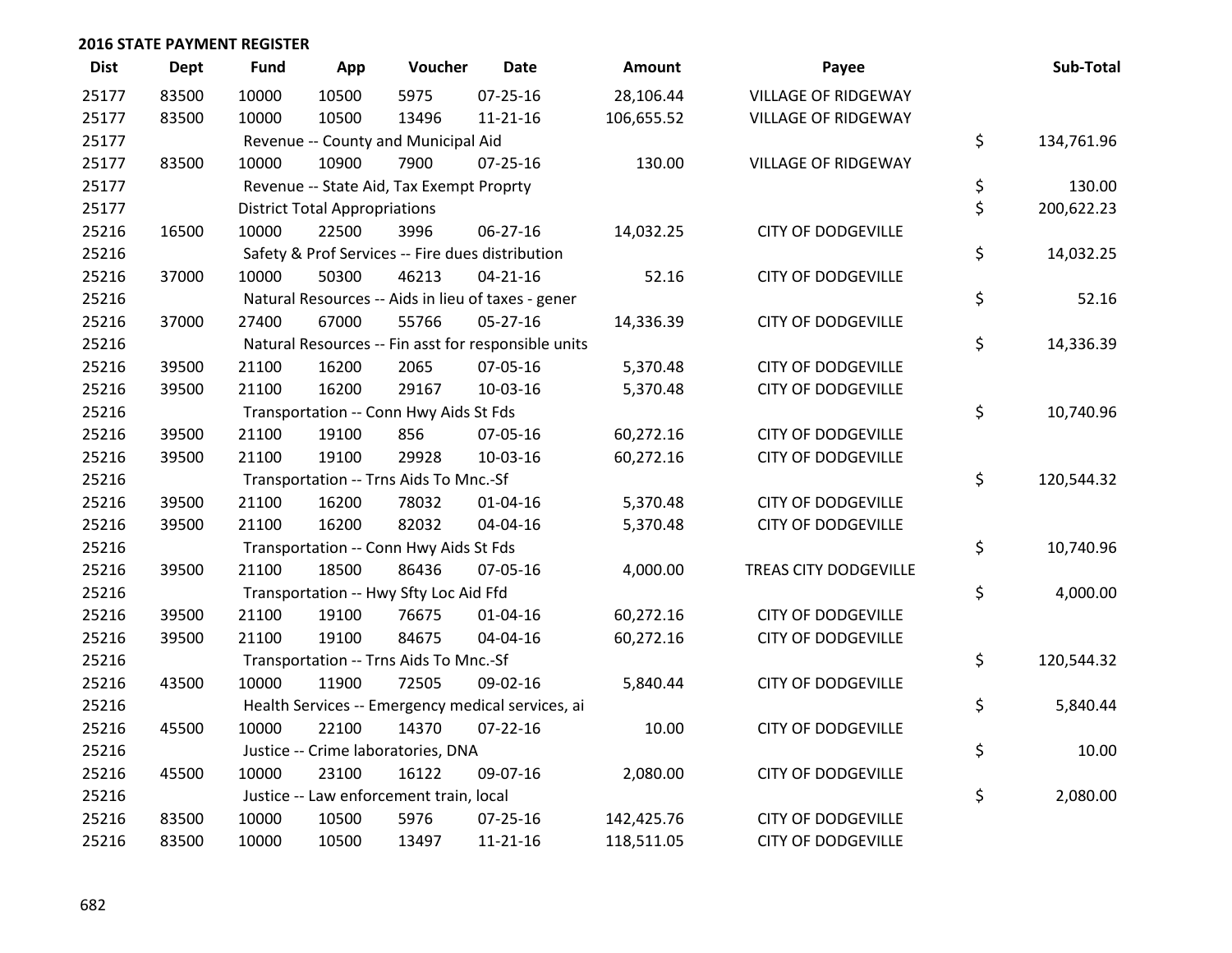## 2016 STATE PAYMENT REGISTER

| Dist | Dept | Fund | App | Voucher | Date | Amount | Payee | Sub-Total |
|---|---|---|---|---|---|---|---|---|
| 25177 | 83500 | 10000 | 10500 | 5975 | 07-25-16 | 28,106.44 | VILLAGE OF RIDGEWAY | |
| 25177 | 83500 | 10000 | 10500 | 13496 | 11-21-16 | 106,655.52 | VILLAGE OF RIDGEWAY | |
| 25177 | | Revenue -- County and Municipal Aid | | | | | | $ 134,761.96 |
| 25177 | 83500 | 10000 | 10900 | 7900 | 07-25-16 | 130.00 | VILLAGE OF RIDGEWAY | |
| 25177 | | Revenue -- State Aid, Tax Exempt Proprty | | | | | | $ 130.00 |
| 25177 | | District Total Appropriations | | | | | | $ 200,622.23 |
| 25216 | 16500 | 10000 | 22500 | 3996 | 06-27-16 | 14,032.25 | CITY OF DODGEVILLE | |
| 25216 | | Safety & Prof Services -- Fire dues distribution | | | | | | $ 14,032.25 |
| 25216 | 37000 | 10000 | 50300 | 46213 | 04-21-16 | 52.16 | CITY OF DODGEVILLE | |
| 25216 | | Natural Resources -- Aids in lieu of taxes - gener | | | | | | $ 52.16 |
| 25216 | 37000 | 27400 | 67000 | 55766 | 05-27-16 | 14,336.39 | CITY OF DODGEVILLE | |
| 25216 | | Natural Resources -- Fin asst for responsible units | | | | | | $ 14,336.39 |
| 25216 | 39500 | 21100 | 16200 | 2065 | 07-05-16 | 5,370.48 | CITY OF DODGEVILLE | |
| 25216 | 39500 | 21100 | 16200 | 29167 | 10-03-16 | 5,370.48 | CITY OF DODGEVILLE | |
| 25216 | | Transportation -- Conn Hwy Aids St Fds | | | | | | $ 10,740.96 |
| 25216 | 39500 | 21100 | 19100 | 856 | 07-05-16 | 60,272.16 | CITY OF DODGEVILLE | |
| 25216 | 39500 | 21100 | 19100 | 29928 | 10-03-16 | 60,272.16 | CITY OF DODGEVILLE | |
| 25216 | | Transportation -- Trns Aids To Mnc.-Sf | | | | | | $ 120,544.32 |
| 25216 | 39500 | 21100 | 16200 | 78032 | 01-04-16 | 5,370.48 | CITY OF DODGEVILLE | |
| 25216 | 39500 | 21100 | 16200 | 82032 | 04-04-16 | 5,370.48 | CITY OF DODGEVILLE | |
| 25216 | | Transportation -- Conn Hwy Aids St Fds | | | | | | $ 10,740.96 |
| 25216 | 39500 | 21100 | 18500 | 86436 | 07-05-16 | 4,000.00 | TREAS CITY DODGEVILLE | |
| 25216 | | Transportation -- Hwy Sfty Loc Aid Ffd | | | | | | $ 4,000.00 |
| 25216 | 39500 | 21100 | 19100 | 76675 | 01-04-16 | 60,272.16 | CITY OF DODGEVILLE | |
| 25216 | 39500 | 21100 | 19100 | 84675 | 04-04-16 | 60,272.16 | CITY OF DODGEVILLE | |
| 25216 | | Transportation -- Trns Aids To Mnc.-Sf | | | | | | $ 120,544.32 |
| 25216 | 43500 | 10000 | 11900 | 72505 | 09-02-16 | 5,840.44 | CITY OF DODGEVILLE | |
| 25216 | | Health Services -- Emergency medical services, ai | | | | | | $ 5,840.44 |
| 25216 | 45500 | 10000 | 22100 | 14370 | 07-22-16 | 10.00 | CITY OF DODGEVILLE | |
| 25216 | | Justice -- Crime laboratories, DNA | | | | | | $ 10.00 |
| 25216 | 45500 | 10000 | 23100 | 16122 | 09-07-16 | 2,080.00 | CITY OF DODGEVILLE | |
| 25216 | | Justice -- Law enforcement train, local | | | | | | $ 2,080.00 |
| 25216 | 83500 | 10000 | 10500 | 5976 | 07-25-16 | 142,425.76 | CITY OF DODGEVILLE | |
| 25216 | 83500 | 10000 | 10500 | 13497 | 11-21-16 | 118,511.05 | CITY OF DODGEVILLE | |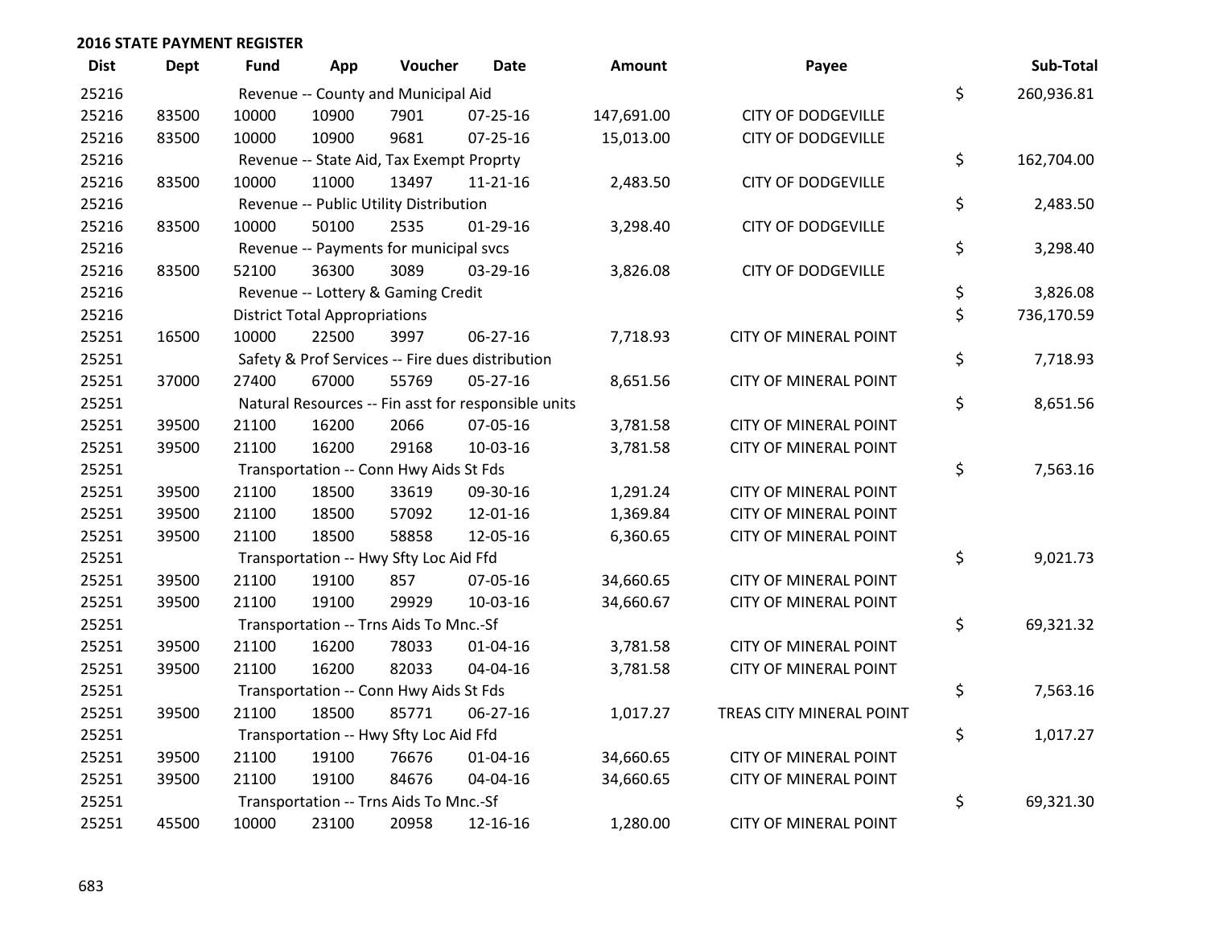**2016 STATE PAYMENT REGISTER**

| Dist | Dept | Fund | App | Voucher | Date | Amount | Payee | | Sub-Total |
|---|---|---|---|---|---|---|---|---|---|
| 25216 | | Revenue -- County and Municipal Aid | | | | | | $ | 260,936.81 |
| 25216 | 83500 | 10000 | 10900 | 7901 | 07-25-16 | 147,691.00 | CITY OF DODGEVILLE | | |
| 25216 | 83500 | 10000 | 10900 | 9681 | 07-25-16 | 15,013.00 | CITY OF DODGEVILLE | | |
| 25216 | | Revenue -- State Aid, Tax Exempt Proprty | | | | | | $ | 162,704.00 |
| 25216 | 83500 | 10000 | 11000 | 13497 | 11-21-16 | 2,483.50 | CITY OF DODGEVILLE | | |
| 25216 | | Revenue -- Public Utility Distribution | | | | | | $ | 2,483.50 |
| 25216 | 83500 | 10000 | 50100 | 2535 | 01-29-16 | 3,298.40 | CITY OF DODGEVILLE | | |
| 25216 | | Revenue -- Payments for municipal svcs | | | | | | $ | 3,298.40 |
| 25216 | 83500 | 52100 | 36300 | 3089 | 03-29-16 | 3,826.08 | CITY OF DODGEVILLE | | |
| 25216 | | Revenue -- Lottery & Gaming Credit | | | | | | $ | 3,826.08 |
| 25216 | | District Total Appropriations | | | | | | $ | 736,170.59 |
| 25251 | 16500 | 10000 | 22500 | 3997 | 06-27-16 | 7,718.93 | CITY OF MINERAL POINT | | |
| 25251 | | Safety & Prof Services -- Fire dues distribution | | | | | | $ | 7,718.93 |
| 25251 | 37000 | 27400 | 67000 | 55769 | 05-27-16 | 8,651.56 | CITY OF MINERAL POINT | | |
| 25251 | | Natural Resources -- Fin asst for responsible units | | | | | | $ | 8,651.56 |
| 25251 | 39500 | 21100 | 16200 | 2066 | 07-05-16 | 3,781.58 | CITY OF MINERAL POINT | | |
| 25251 | 39500 | 21100 | 16200 | 29168 | 10-03-16 | 3,781.58 | CITY OF MINERAL POINT | | |
| 25251 | | Transportation -- Conn Hwy Aids St Fds | | | | | | $ | 7,563.16 |
| 25251 | 39500 | 21100 | 18500 | 33619 | 09-30-16 | 1,291.24 | CITY OF MINERAL POINT | | |
| 25251 | 39500 | 21100 | 18500 | 57092 | 12-01-16 | 1,369.84 | CITY OF MINERAL POINT | | |
| 25251 | 39500 | 21100 | 18500 | 58858 | 12-05-16 | 6,360.65 | CITY OF MINERAL POINT | | |
| 25251 | | Transportation -- Hwy Sfty Loc Aid Ffd | | | | | | $ | 9,021.73 |
| 25251 | 39500 | 21100 | 19100 | 857 | 07-05-16 | 34,660.65 | CITY OF MINERAL POINT | | |
| 25251 | 39500 | 21100 | 19100 | 29929 | 10-03-16 | 34,660.67 | CITY OF MINERAL POINT | | |
| 25251 | | Transportation -- Trns Aids To Mnc.-Sf | | | | | | $ | 69,321.32 |
| 25251 | 39500 | 21100 | 16200 | 78033 | 01-04-16 | 3,781.58 | CITY OF MINERAL POINT | | |
| 25251 | 39500 | 21100 | 16200 | 82033 | 04-04-16 | 3,781.58 | CITY OF MINERAL POINT | | |
| 25251 | | Transportation -- Conn Hwy Aids St Fds | | | | | | $ | 7,563.16 |
| 25251 | 39500 | 21100 | 18500 | 85771 | 06-27-16 | 1,017.27 | TREAS CITY MINERAL POINT | | |
| 25251 | | Transportation -- Hwy Sfty Loc Aid Ffd | | | | | | $ | 1,017.27 |
| 25251 | 39500 | 21100 | 19100 | 76676 | 01-04-16 | 34,660.65 | CITY OF MINERAL POINT | | |
| 25251 | 39500 | 21100 | 19100 | 84676 | 04-04-16 | 34,660.65 | CITY OF MINERAL POINT | | |
| 25251 | | Transportation -- Trns Aids To Mnc.-Sf | | | | | | $ | 69,321.30 |
| 25251 | 45500 | 10000 | 23100 | 20958 | 12-16-16 | 1,280.00 | CITY OF MINERAL POINT | | |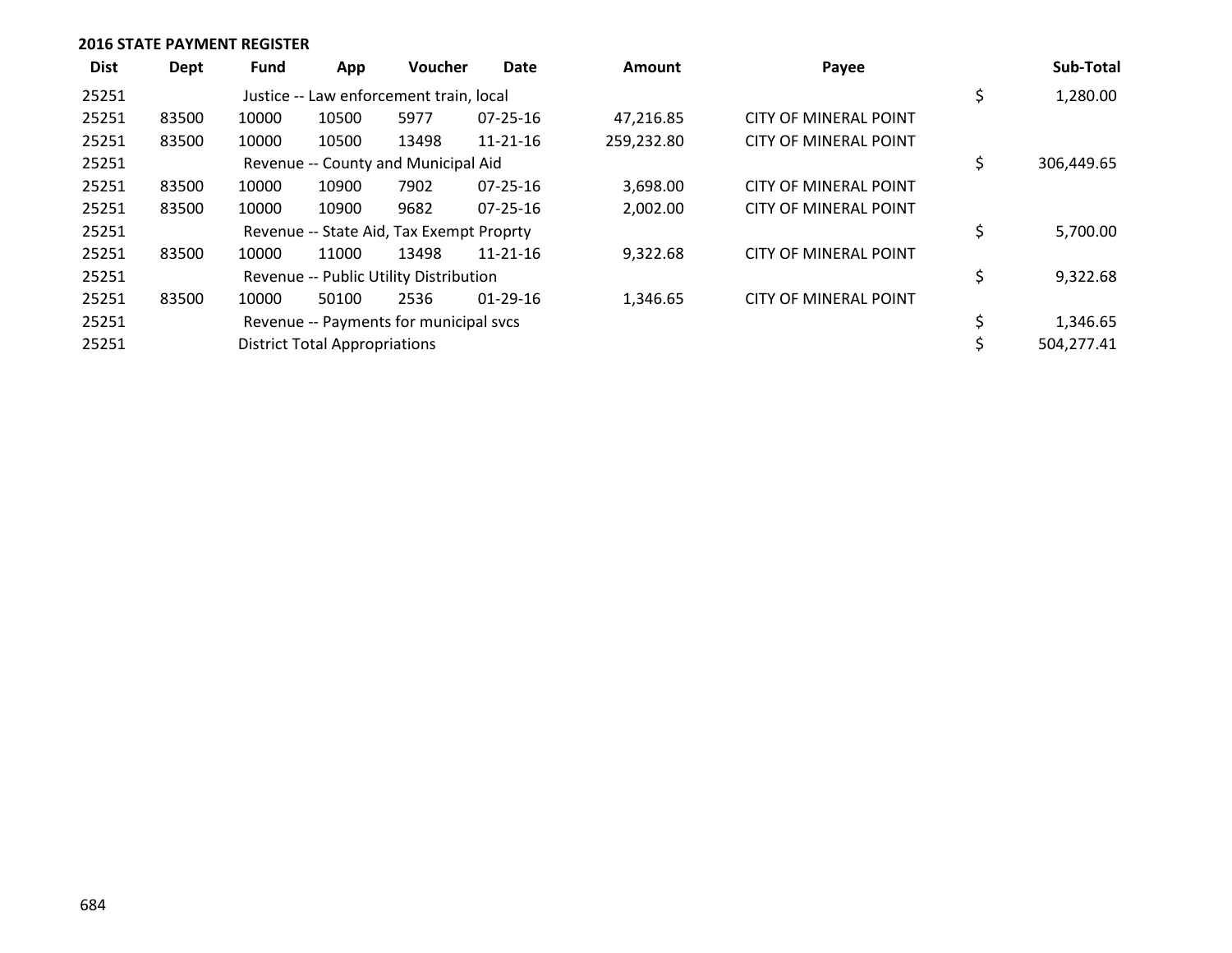**2016 STATE PAYMENT REGISTER**

| Dist | Dept | Fund | App | Voucher | Date | Amount | Payee | | Sub-Total |
|---|---|---|---|---|---|---|---|---|---|
| 25251 | | Justice -- Law enforcement train, local | | | | | | $ | 1,280.00 |
| 25251 | 83500 | 10000 | 10500 | 5977 | 07-25-16 | 47,216.85 | CITY OF MINERAL POINT | | |
| 25251 | 83500 | 10000 | 10500 | 13498 | 11-21-16 | 259,232.80 | CITY OF MINERAL POINT | | |
| 25251 | | Revenue -- County and Municipal Aid | | | | | | $ | 306,449.65 |
| 25251 | 83500 | 10000 | 10900 | 7902 | 07-25-16 | 3,698.00 | CITY OF MINERAL POINT | | |
| 25251 | 83500 | 10000 | 10900 | 9682 | 07-25-16 | 2,002.00 | CITY OF MINERAL POINT | | |
| 25251 | | Revenue -- State Aid, Tax Exempt Proprty | | | | | | $ | 5,700.00 |
| 25251 | 83500 | 10000 | 11000 | 13498 | 11-21-16 | 9,322.68 | CITY OF MINERAL POINT | | |
| 25251 | | Revenue -- Public Utility Distribution | | | | | | $ | 9,322.68 |
| 25251 | 83500 | 10000 | 50100 | 2536 | 01-29-16 | 1,346.65 | CITY OF MINERAL POINT | | |
| 25251 | | Revenue -- Payments for municipal svcs | | | | | | $ | 1,346.65 |
| 25251 | | District Total Appropriations | | | | | | $ | 504,277.41 |